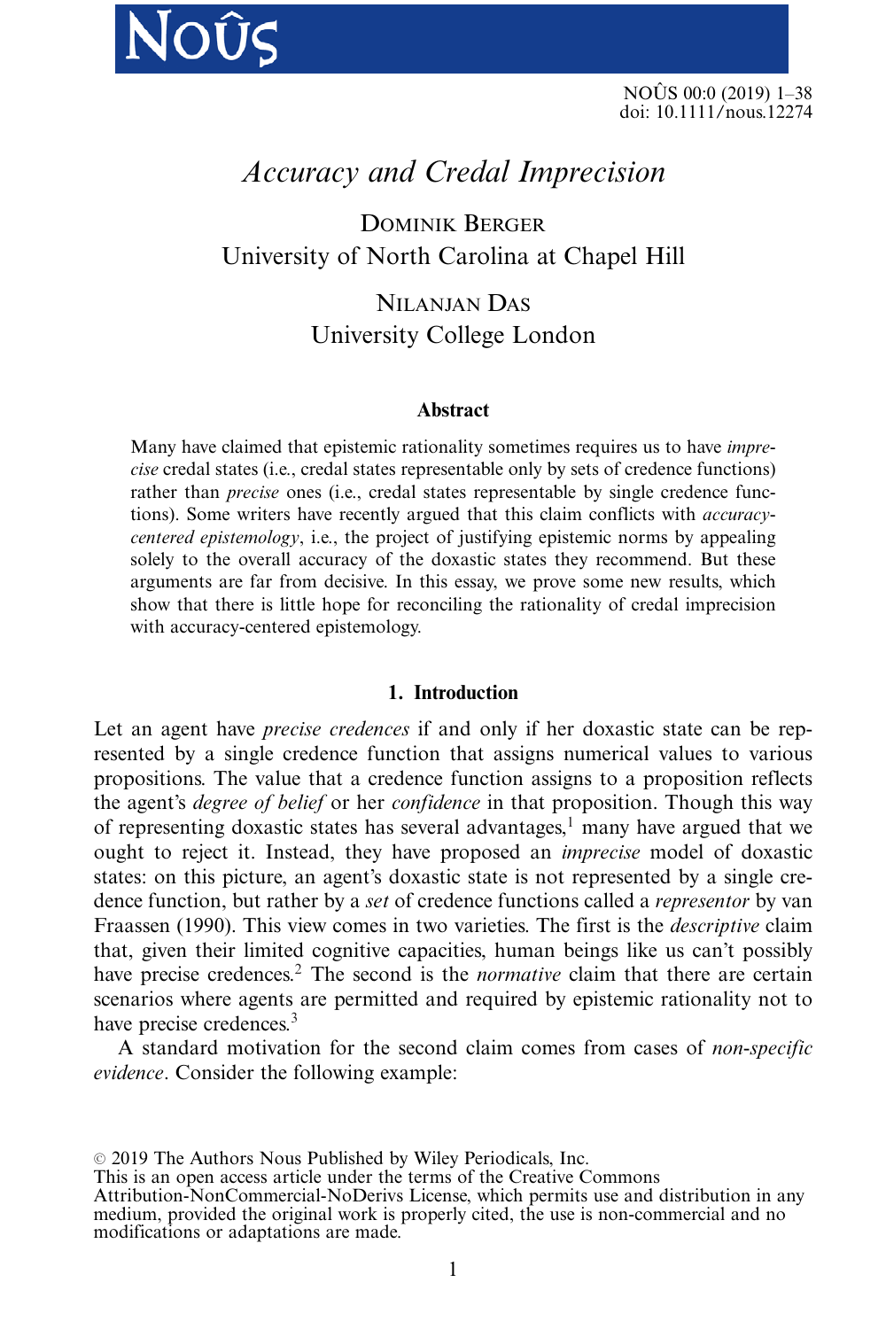# Accuracy and Credal Imprecision

DOMINIK BERGER
University of North Carolina at Chapel Hill

NILANJAN DAS
University College London

### Abstract

Many have claimed that epistemic rationality sometimes requires us to have *imprecise* credal states (i.e., credal states representable only by sets of credence functions) rather than *precise* ones (i.e., credal states representable by single credence functions). Some writers have recently argued that this claim conflicts with *accuracy-centered epistemology*, i.e., the project of justifying epistemic norms by appealing solely to the overall accuracy of the doxastic states they recommend. But these arguments are far from decisive. In this essay, we prove some new results, which show that there is little hope for reconciling the rationality of credal imprecision with accuracy-centered epistemology.

## 1. Introduction

Let an agent have *precise credences* if and only if her doxastic state can be represented by a single credence function that assigns numerical values to various propositions. The value that a credence function assigns to a proposition reflects the agent's *degree of belief* or her *confidence* in that proposition. Though this way of representing doxastic states has several advantages,[1] many have argued that we ought to reject it. Instead, they have proposed an *imprecise* model of doxastic states: on this picture, an agent's doxastic state is not represented by a single credence function, but rather by a *set* of credence functions called a *representor* by van Fraassen (1990). This view comes in two varieties. The first is the *descriptive* claim that, given their limited cognitive capacities, human beings like us can't possibly have precise credences.[2] The second is the *normative* claim that there are certain scenarios where agents are permitted and required by epistemic rationality not to have precise credences.[3]

A standard motivation for the second claim comes from cases of *non-specific evidence*. Consider the following example:

© 2019 The Authors Nous Published by Wiley Periodicals, Inc.
This is an open access article under the terms of the Creative Commons Attribution-NonCommercial-NoDerivs License, which permits use and distribution in any medium, provided the original work is properly cited, the use is non-commercial and no modifications or adaptations are made.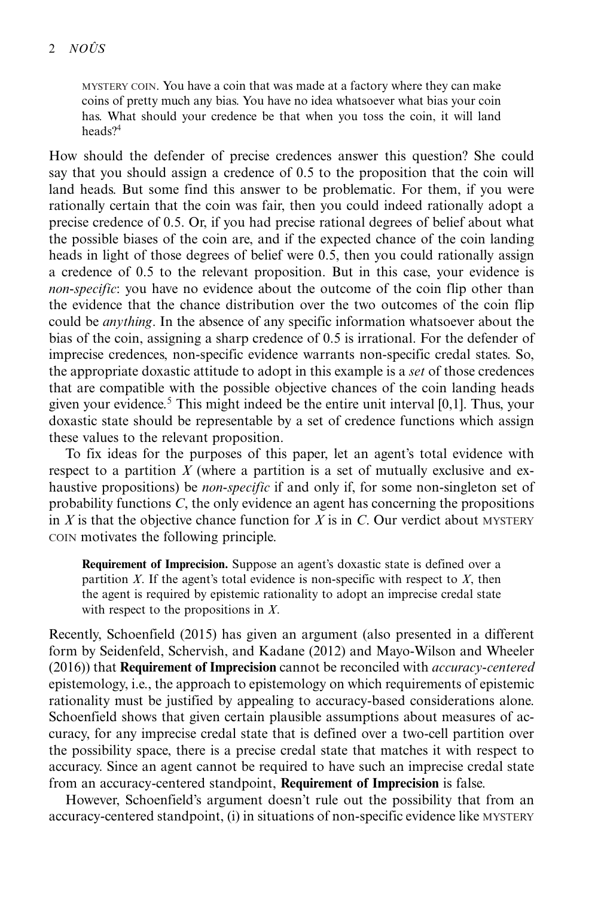> MYSTERY COIN. You have a coin that was made at a factory where they can make coins of pretty much any bias. You have no idea whatsoever what bias your coin has. What should your credence be that when you toss the coin, it will land heads?[4]

How should the defender of precise credences answer this question? She could say that you should assign a credence of 0.5 to the proposition that the coin will land heads. But some find this answer to be problematic. For them, if you were rationally certain that the coin was fair, then you could indeed rationally adopt a precise credence of 0.5. Or, if you had precise rational degrees of belief about what the possible biases of the coin are, and if the expected chance of the coin landing heads in light of those degrees of belief were 0.5, then you could rationally assign a credence of 0.5 to the relevant proposition. But in this case, your evidence is *non-specific*: you have no evidence about the outcome of the coin flip other than the evidence that the chance distribution over the two outcomes of the coin flip could be *anything*. In the absence of any specific information whatsoever about the bias of the coin, assigning a sharp credence of 0.5 is irrational. For the defender of imprecise credences, non-specific evidence warrants non-specific credal states. So, the appropriate doxastic attitude to adopt in this example is a *set* of those credences that are compatible with the possible objective chances of the coin landing heads given your evidence.[5] This might indeed be the entire unit interval [0,1]. Thus, your doxastic state should be representable by a set of credence functions which assign these values to the relevant proposition.

To fix ideas for the purposes of this paper, let an agent's total evidence with respect to a partition $X$ (where a partition is a set of mutually exclusive and exhaustive propositions) be *non-specific* if and only if, for some non-singleton set of probability functions $C$, the only evidence an agent has concerning the propositions in $X$ is that the objective chance function for $X$ is in $C$. Our verdict about MYSTERY COIN motivates the following principle.

> **Requirement of Imprecision.** Suppose an agent's doxastic state is defined over a partition $X$. If the agent's total evidence is non-specific with respect to $X$, then the agent is required by epistemic rationality to adopt an imprecise credal state with respect to the propositions in $X$.

Recently, Schoenfield (2015) has given an argument (also presented in a different form by Seidenfeld, Schervish, and Kadane (2012) and Mayo-Wilson and Wheeler (2016)) that **Requirement of Imprecision** cannot be reconciled with *accuracy-centered* epistemology, i.e., the approach to epistemology on which requirements of epistemic rationality must be justified by appealing to accuracy-based considerations alone. Schoenfield shows that given certain plausible assumptions about measures of accuracy, for any imprecise credal state that is defined over a two-cell partition over the possibility space, there is a precise credal state that matches it with respect to accuracy. Since an agent cannot be required to have such an imprecise credal state from an accuracy-centered standpoint, **Requirement of Imprecision** is false.

However, Schoenfield's argument doesn't rule out the possibility that from an accuracy-centered standpoint, (i) in situations of non-specific evidence like MYSTERY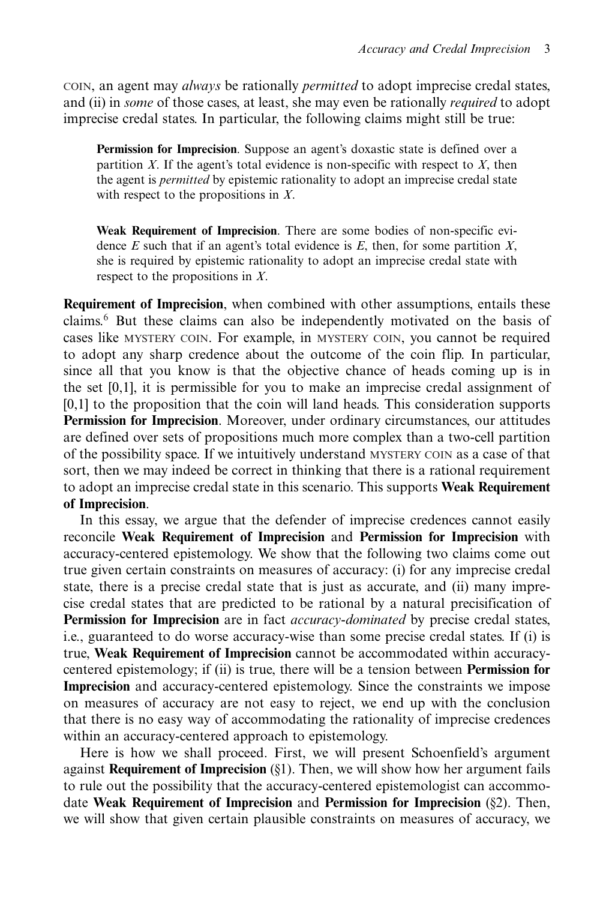COIN, an agent may *always* be rationally *permitted* to adopt imprecise credal states, and (ii) in *some* of those cases, at least, she may even be rationally *required* to adopt imprecise credal states. In particular, the following claims might still be true:

> **Permission for Imprecision**. Suppose an agent's doxastic state is defined over a partition $X$. If the agent's total evidence is non-specific with respect to $X$, then the agent is *permitted* by epistemic rationality to adopt an imprecise credal state with respect to the propositions in $X$.

> **Weak Requirement of Imprecision**. There are some bodies of non-specific evidence $E$ such that if an agent's total evidence is $E$, then, for some partition $X$, she is required by epistemic rationality to adopt an imprecise credal state with respect to the propositions in $X$.

**Requirement of Imprecision**, when combined with other assumptions, entails these claims.[6] But these claims can also be independently motivated on the basis of cases like MYSTERY COIN. For example, in MYSTERY COIN, you cannot be required to adopt any sharp credence about the outcome of the coin flip. In particular, since all that you know is that the objective chance of heads coming up is in the set [0,1], it is permissible for you to make an imprecise credal assignment of [0,1] to the proposition that the coin will land heads. This consideration supports **Permission for Imprecision**. Moreover, under ordinary circumstances, our attitudes are defined over sets of propositions much more complex than a two-cell partition of the possibility space. If we intuitively understand MYSTERY COIN as a case of that sort, then we may indeed be correct in thinking that there is a rational requirement to adopt an imprecise credal state in this scenario. This supports **Weak Requirement of Imprecision**.

In this essay, we argue that the defender of imprecise credences cannot easily reconcile **Weak Requirement of Imprecision** and **Permission for Imprecision** with accuracy-centered epistemology. We show that the following two claims come out true given certain constraints on measures of accuracy: (i) for any imprecise credal state, there is a precise credal state that is just as accurate, and (ii) many imprecise credal states that are predicted to be rational by a natural precisification of **Permission for Imprecision** are in fact *accuracy-dominated* by precise credal states, i.e., guaranteed to do worse accuracy-wise than some precise credal states. If (i) is true, **Weak Requirement of Imprecision** cannot be accommodated within accuracy-centered epistemology; if (ii) is true, there will be a tension between **Permission for Imprecision** and accuracy-centered epistemology. Since the constraints we impose on measures of accuracy are not easy to reject, we end up with the conclusion that there is no easy way of accommodating the rationality of imprecise credences within an accuracy-centered approach to epistemology.

Here is how we shall proceed. First, we will present Schoenfield's argument against **Requirement of Imprecision** (§1). Then, we will show how her argument fails to rule out the possibility that the accuracy-centered epistemologist can accommodate **Weak Requirement of Imprecision** and **Permission for Imprecision** (§2). Then, we will show that given certain plausible constraints on measures of accuracy, we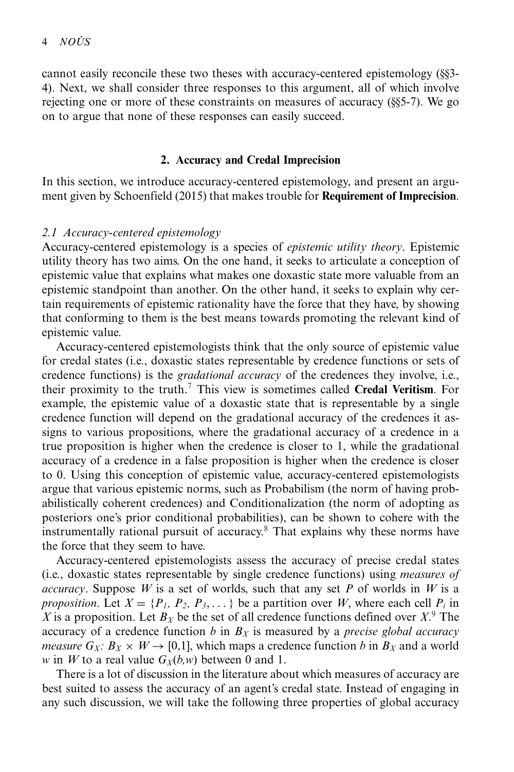cannot easily reconcile these two theses with accuracy-centered epistemology (§§3-4). Next, we shall consider three responses to this argument, all of which involve rejecting one or more of these constraints on measures of accuracy (§§5-7). We go on to argue that none of these responses can easily succeed.

## 2. Accuracy and Credal Imprecision

In this section, we introduce accuracy-centered epistemology, and present an argument given by Schoenfield (2015) that makes trouble for **Requirement of Imprecision**.

### *2.1 Accuracy-centered epistemology*

Accuracy-centered epistemology is a species of *epistemic utility theory*. Epistemic utility theory has two aims. On the one hand, it seeks to articulate a conception of epistemic value that explains what makes one doxastic state more valuable from an epistemic standpoint than another. On the other hand, it seeks to explain why certain requirements of epistemic rationality have the force that they have, by showing that conforming to them is the best means towards promoting the relevant kind of epistemic value.

Accuracy-centered epistemologists think that the only source of epistemic value for credal states (i.e., doxastic states representable by credence functions or sets of credence functions) is the *gradational accuracy* of the credences they involve, i.e., their proximity to the truth.[7] This view is sometimes called **Credal Veritism**. For example, the epistemic value of a doxastic state that is representable by a single credence function will depend on the gradational accuracy of the credences it assigns to various propositions, where the gradational accuracy of a credence in a true proposition is higher when the credence is closer to 1, while the gradational accuracy of a credence in a false proposition is higher when the credence is closer to 0. Using this conception of epistemic value, accuracy-centered epistemologists argue that various epistemic norms, such as Probabilism (the norm of having probabilistically coherent credences) and Conditionalization (the norm of adopting as posteriors one's prior conditional probabilities), can be shown to cohere with the instrumentally rational pursuit of accuracy.[8] That explains why these norms have the force that they seem to have.

Accuracy-centered epistemologists assess the accuracy of precise credal states (i.e., doxastic states representable by single credence functions) using *measures of accuracy*. Suppose $W$ is a set of worlds, such that any set $P$ of worlds in $W$ is a *proposition*. Let $X = \{P_1, P_2, P_3, \dots\}$ be a partition over $W$, where each cell $P_i$ in $X$ is a proposition. Let $B_X$ be the set of all credence functions defined over $X$.[9] The accuracy of a credence function $b$ in $B_X$ is measured by a *precise global accuracy measure* $G_X$: $B_X \times W \rightarrow [0,1]$, which maps a credence function $b$ in $B_X$ and a world $w$ in $W$ to a real value $G_X(b,w)$ between 0 and 1.

There is a lot of discussion in the literature about which measures of accuracy are best suited to assess the accuracy of an agent's credal state. Instead of engaging in any such discussion, we will take the following three properties of global accuracy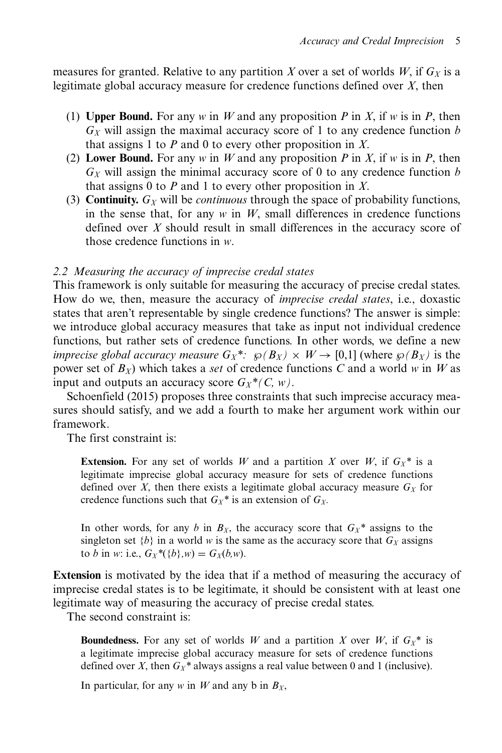measures for granted. Relative to any partition $X$ over a set of worlds $W$, if $G_X$ is a legitimate global accuracy measure for credence functions defined over $X$, then

(1) **Upper Bound.** For any $w$ in $W$ and any proposition $P$ in $X$, if $w$ is in $P$, then $G_X$ will assign the maximal accuracy score of 1 to any credence function $b$ that assigns 1 to $P$ and 0 to every other proposition in $X$.
(2) **Lower Bound.** For any $w$ in $W$ and any proposition $P$ in $X$, if $w$ is in $P$, then $G_X$ will assign the minimal accuracy score of 0 to any credence function $b$ that assigns 0 to $P$ and 1 to every other proposition in $X$.
(3) **Continuity.** $G_X$ will be *continuous* through the space of probability functions, in the sense that, for any $w$ in $W$, small differences in credence functions defined over $X$ should result in small differences in the accuracy score of those credence functions in $w$.

### *2.2 Measuring the accuracy of imprecise credal states*

This framework is only suitable for measuring the accuracy of precise credal states. How do we, then, measure the accuracy of *imprecise credal states*, i.e., doxastic states that aren't representable by single credence functions? The answer is simple: we introduce global accuracy measures that take as input not individual credence functions, but rather sets of credence functions. In other words, we define a new *imprecise global accuracy measure* $G_X{}^*$*:* $\wp(B_X) \times W \rightarrow [0,1]$ (where $\wp(B_X)$ is the power set of $B_X$) which takes a *set* of credence functions $C$ and a world $w$ in $W$ as input and outputs an accuracy score $G_X{}^*(C, w)$.

Schoenfield (2015) proposes three constraints that such imprecise accuracy measures should satisfy, and we add a fourth to make her argument work within our framework.

The first constraint is:

> **Extension.** For any set of worlds $W$ and a partition $X$ over $W$, if $G_X{}^*$ is a legitimate imprecise global accuracy measure for sets of credence functions defined over $X$, then there exists a legitimate global accuracy measure $G_X$ for credence functions such that $G_X{}^*$ is an extension of $G_X$.
>
> In other words, for any $b$ in $B_X$, the accuracy score that $G_X{}^*$ assigns to the singleton set $\{b\}$ in a world $w$ is the same as the accuracy score that $G_X$ assigns to $b$ in $w$: i.e., $G_X{}^*(\{b\},w) = G_X(b,w)$.

**Extension** is motivated by the idea that if a method of measuring the accuracy of imprecise credal states is to be legitimate, it should be consistent with at least one legitimate way of measuring the accuracy of precise credal states.

The second constraint is:

> **Boundedness.** For any set of worlds $W$ and a partition $X$ over $W$, if $G_X{}^*$ is a legitimate imprecise global accuracy measure for sets of credence functions defined over $X$, then $G_X{}^*$ always assigns a real value between 0 and 1 (inclusive).
>
> In particular, for any $w$ in $W$ and any b in $B_X$,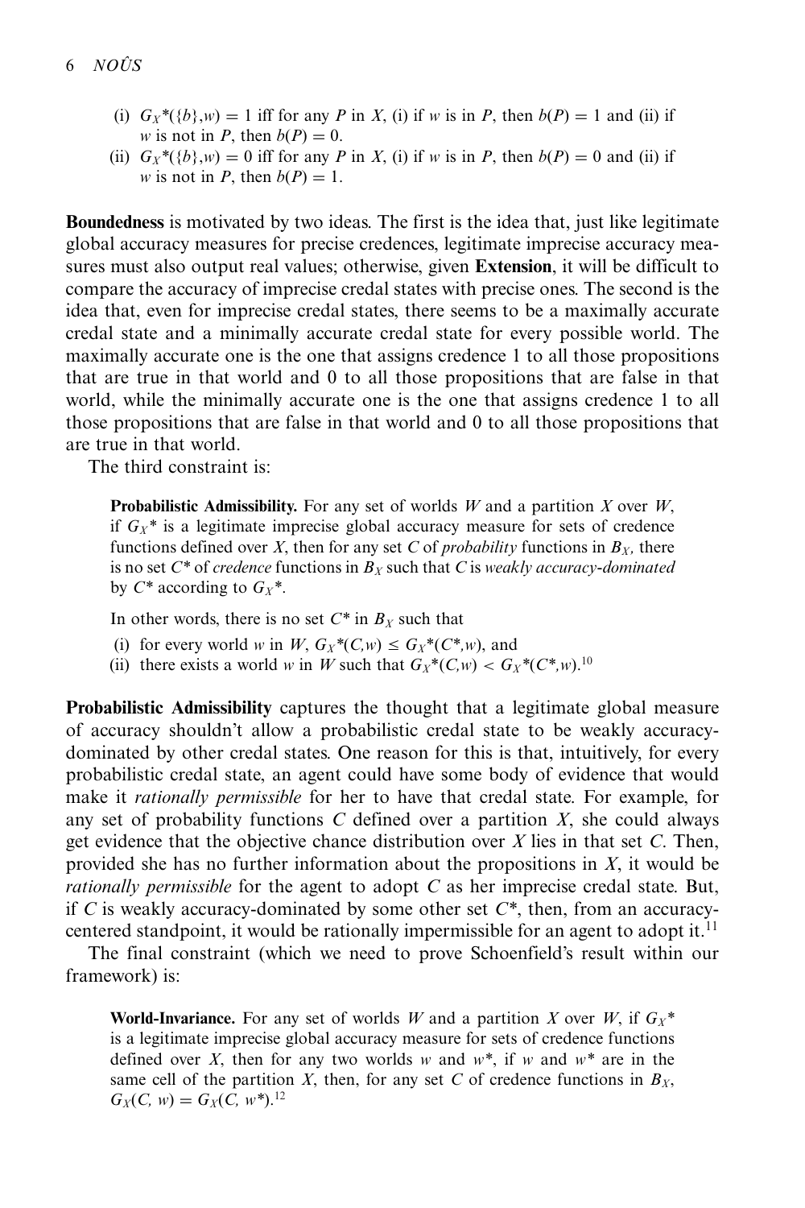(i) $G_X$*({$b$},$w$) = 1 iff for any $P$ in $X$, (i) if $w$ is in $P$, then $b(P) = 1$ and (ii) if $w$ is not in $P$, then $b(P) = 0$.
(ii) $G_X$*({$b$},$w$) = 0 iff for any $P$ in $X$, (i) if $w$ is in $P$, then $b(P) = 0$ and (ii) if $w$ is not in $P$, then $b(P) = 1$.

**Boundedness** is motivated by two ideas. The first is the idea that, just like legitimate global accuracy measures for precise credences, legitimate imprecise accuracy measures must also output real values; otherwise, given **Extension**, it will be difficult to compare the accuracy of imprecise credal states with precise ones. The second is the idea that, even for imprecise credal states, there seems to be a maximally accurate credal state and a minimally accurate credal state for every possible world. The maximally accurate one is the one that assigns credence 1 to all those propositions that are true in that world and 0 to all those propositions that are false in that world, while the minimally accurate one is the one that assigns credence 1 to all those propositions that are false in that world and 0 to all those propositions that are true in that world.

The third constraint is:

> **Probabilistic Admissibility.** For any set of worlds $W$ and a partition $X$ over $W$, if $G_X$* is a legitimate imprecise global accuracy measure for sets of credence functions defined over $X$, then for any set $C$ of *probability* functions in $B_X$, there is no set $C$* of *credence* functions in $B_X$ such that $C$ is *weakly accuracy-dominated* by $C$* according to $G_X$*.
>
> In other words, there is no set $C$* in $B_X$ such that
>
> (i) for every world $w$ in $W$, $G_X$*($C$,$w$) ≤ $G_X$*($C$*,$w$), and
> (ii) there exists a world $w$ in $W$ such that $G_X$*($C$,$w$) < $G_X$*($C$*,$w$).[10]

**Probabilistic Admissibility** captures the thought that a legitimate global measure of accuracy shouldn't allow a probabilistic credal state to be weakly accuracy-dominated by other credal states. One reason for this is that, intuitively, for every probabilistic credal state, an agent could have some body of evidence that would make it *rationally permissible* for her to have that credal state. For example, for any set of probability functions $C$ defined over a partition $X$, she could always get evidence that the objective chance distribution over $X$ lies in that set $C$. Then, provided she has no further information about the propositions in $X$, it would be *rationally permissible* for the agent to adopt $C$ as her imprecise credal state. But, if $C$ is weakly accuracy-dominated by some other set $C$*, then, from an accuracy-centered standpoint, it would be rationally impermissible for an agent to adopt it.[11]

The final constraint (which we need to prove Schoenfield's result within our framework) is:

> **World-Invariance.** For any set of worlds $W$ and a partition $X$ over $W$, if $G_X$* is a legitimate imprecise global accuracy measure for sets of credence functions defined over $X$, then for any two worlds $w$ and $w$*, if $w$ and $w$* are in the same cell of the partition $X$, then, for any set $C$ of credence functions in $B_X$, $G_X(C, w) = G_X(C, w^*)$.[12]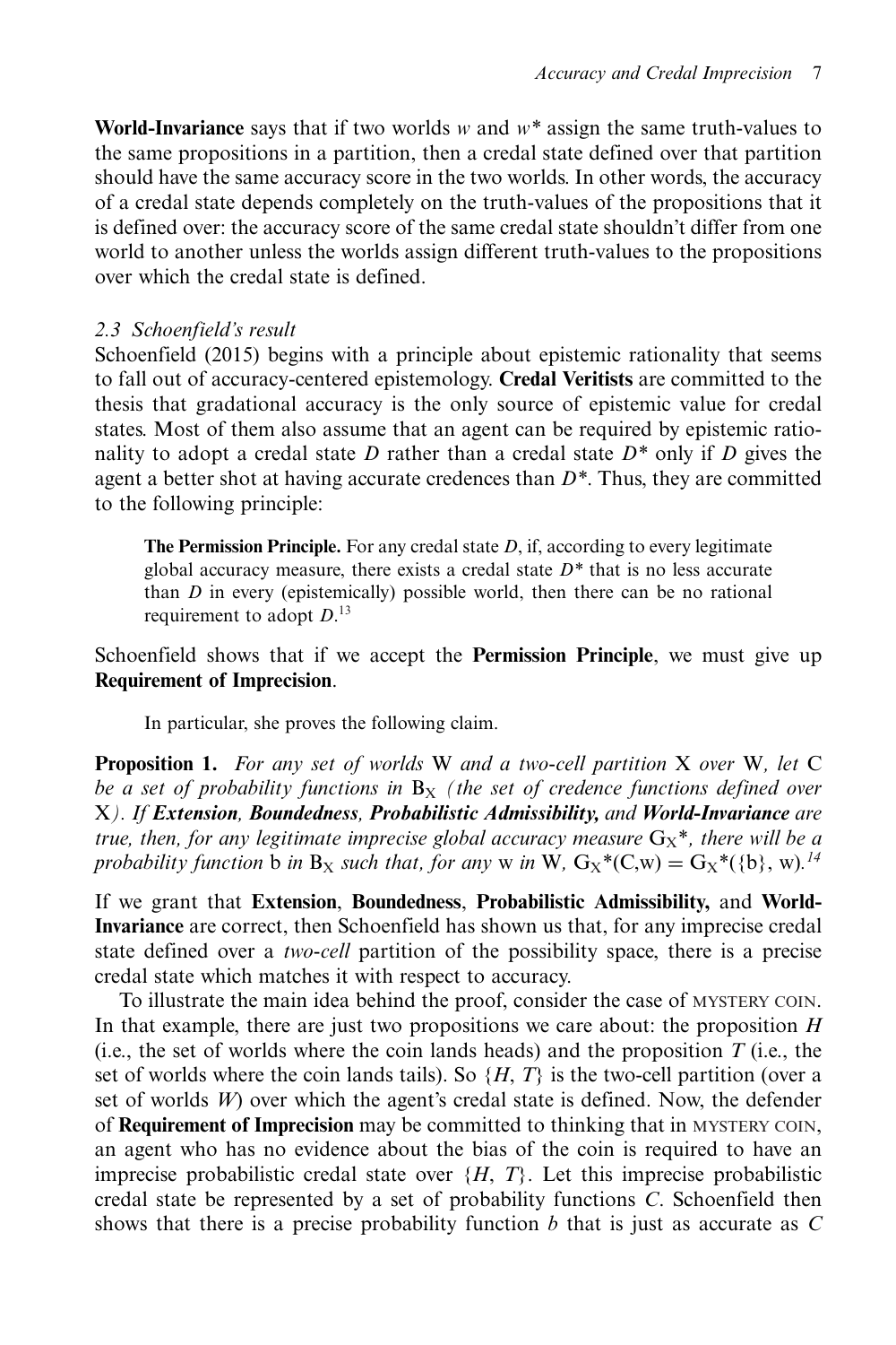**World-Invariance** says that if two worlds $w$ and $w^*$ assign the same truth-values to the same propositions in a partition, then a credal state defined over that partition should have the same accuracy score in the two worlds. In other words, the accuracy of a credal state depends completely on the truth-values of the propositions that it is defined over: the accuracy score of the same credal state shouldn't differ from one world to another unless the worlds assign different truth-values to the propositions over which the credal state is defined.

### *2.3 Schoenfield's result*

Schoenfield (2015) begins with a principle about epistemic rationality that seems to fall out of accuracy-centered epistemology. **Credal Veritists** are committed to the thesis that gradational accuracy is the only source of epistemic value for credal states. Most of them also assume that an agent can be required by epistemic rationality to adopt a credal state $D$ rather than a credal state $D^*$ only if $D$ gives the agent a better shot at having accurate credences than $D^*$. Thus, they are committed to the following principle:

> **The Permission Principle.** For any credal state $D$, if, according to every legitimate global accuracy measure, there exists a credal state $D^*$ that is no less accurate than $D$ in every (epistemically) possible world, then there can be no rational requirement to adopt $D$.[13]

Schoenfield shows that if we accept the **Permission Principle**, we must give up **Requirement of Imprecision**.

In particular, she proves the following claim.

**Proposition 1.** *For any set of worlds* W *and a two-cell partition* X *over* W*, let* C *be a set of probability functions in* $B_X$ *(the set of credence functions defined over* X*). If* ***Extension, Boundedness, Probabilistic Admissibility,*** *and* ***World-Invariance*** *are true, then, for any legitimate imprecise global accuracy measure* $G_X^*$*, there will be a probability function* b *in* $B_X$ *such that, for any* w *in* W*,* $G_X^*(C,w) = G_X^*(\{b\}, w)$*.*[14]

If we grant that **Extension**, **Boundedness**, **Probabilistic Admissibility,** and **World-Invariance** are correct, then Schoenfield has shown us that, for any imprecise credal state defined over a *two-cell* partition of the possibility space, there is a precise credal state which matches it with respect to accuracy.

To illustrate the main idea behind the proof, consider the case of MYSTERY COIN. In that example, there are just two propositions we care about: the proposition $H$ (i.e., the set of worlds where the coin lands heads) and the proposition $T$ (i.e., the set of worlds where the coin lands tails). So $\{H, T\}$ is the two-cell partition (over a set of worlds $W$) over which the agent's credal state is defined. Now, the defender of **Requirement of Imprecision** may be committed to thinking that in MYSTERY COIN, an agent who has no evidence about the bias of the coin is required to have an imprecise probabilistic credal state over $\{H, T\}$. Let this imprecise probabilistic credal state be represented by a set of probability functions $C$. Schoenfield then shows that there is a precise probability function $b$ that is just as accurate as $C$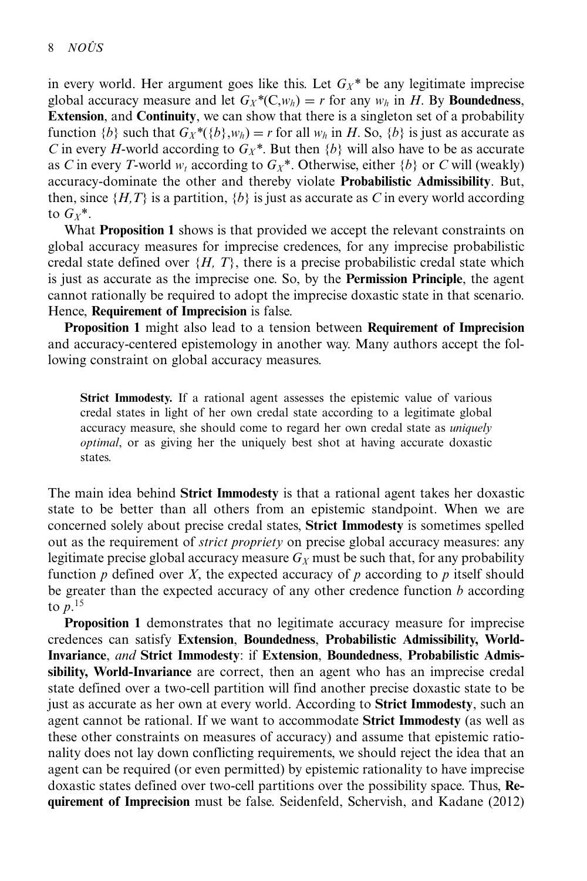in every world. Her argument goes like this. Let $G_X{}^*$ be any legitimate imprecise global accuracy measure and let $G_X{}^*(C,w_h) = r$ for any $w_h$ in $H$. By **Boundedness**, **Extension**, and **Continuity**, we can show that there is a singleton set of a probability function $\{b\}$ such that $G_X{}^*(\{b\},w_h) = r$ for all $w_h$ in $H$. So, $\{b\}$ is just as accurate as $C$ in every $H$-world according to $G_X{}^*$. But then $\{b\}$ will also have to be as accurate as $C$ in every $T$-world $w_t$ according to $G_X{}^*$. Otherwise, either $\{b\}$ or $C$ will (weakly) accuracy-dominate the other and thereby violate **Probabilistic Admissibility**. But, then, since $\{H,T\}$ is a partition, $\{b\}$ is just as accurate as $C$ in every world according to $G_X{}^*$.

What **Proposition 1** shows is that provided we accept the relevant constraints on global accuracy measures for imprecise credences, for any imprecise probabilistic credal state defined over $\{H, T\}$, there is a precise probabilistic credal state which is just as accurate as the imprecise one. So, by the **Permission Principle**, the agent cannot rationally be required to adopt the imprecise doxastic state in that scenario. Hence, **Requirement of Imprecision** is false.

**Proposition 1** might also lead to a tension between **Requirement of Imprecision** and accuracy-centered epistemology in another way. Many authors accept the following constraint on global accuracy measures.

> **Strict Immodesty.** If a rational agent assesses the epistemic value of various credal states in light of her own credal state according to a legitimate global accuracy measure, she should come to regard her own credal state as *uniquely optimal*, or as giving her the uniquely best shot at having accurate doxastic states.

The main idea behind **Strict Immodesty** is that a rational agent takes her doxastic state to be better than all others from an epistemic standpoint. When we are concerned solely about precise credal states, **Strict Immodesty** is sometimes spelled out as the requirement of *strict propriety* on precise global accuracy measures: any legitimate precise global accuracy measure $G_X$ must be such that, for any probability function $p$ defined over $X$, the expected accuracy of $p$ according to $p$ itself should be greater than the expected accuracy of any other credence function $b$ according to $p$.[15]

**Proposition 1** demonstrates that no legitimate accuracy measure for imprecise credences can satisfy **Extension**, **Boundedness**, **Probabilistic Admissibility, World-Invariance**, *and* **Strict Immodesty**: if **Extension**, **Boundedness**, **Probabilistic Admissibility, World-Invariance** are correct, then an agent who has an imprecise credal state defined over a two-cell partition will find another precise doxastic state to be just as accurate as her own at every world. According to **Strict Immodesty**, such an agent cannot be rational. If we want to accommodate **Strict Immodesty** (as well as these other constraints on measures of accuracy) and assume that epistemic rationality does not lay down conflicting requirements, we should reject the idea that an agent can be required (or even permitted) by epistemic rationality to have imprecise doxastic states defined over two-cell partitions over the possibility space. Thus, **Requirement of Imprecision** must be false. Seidenfeld, Schervish, and Kadane (2012)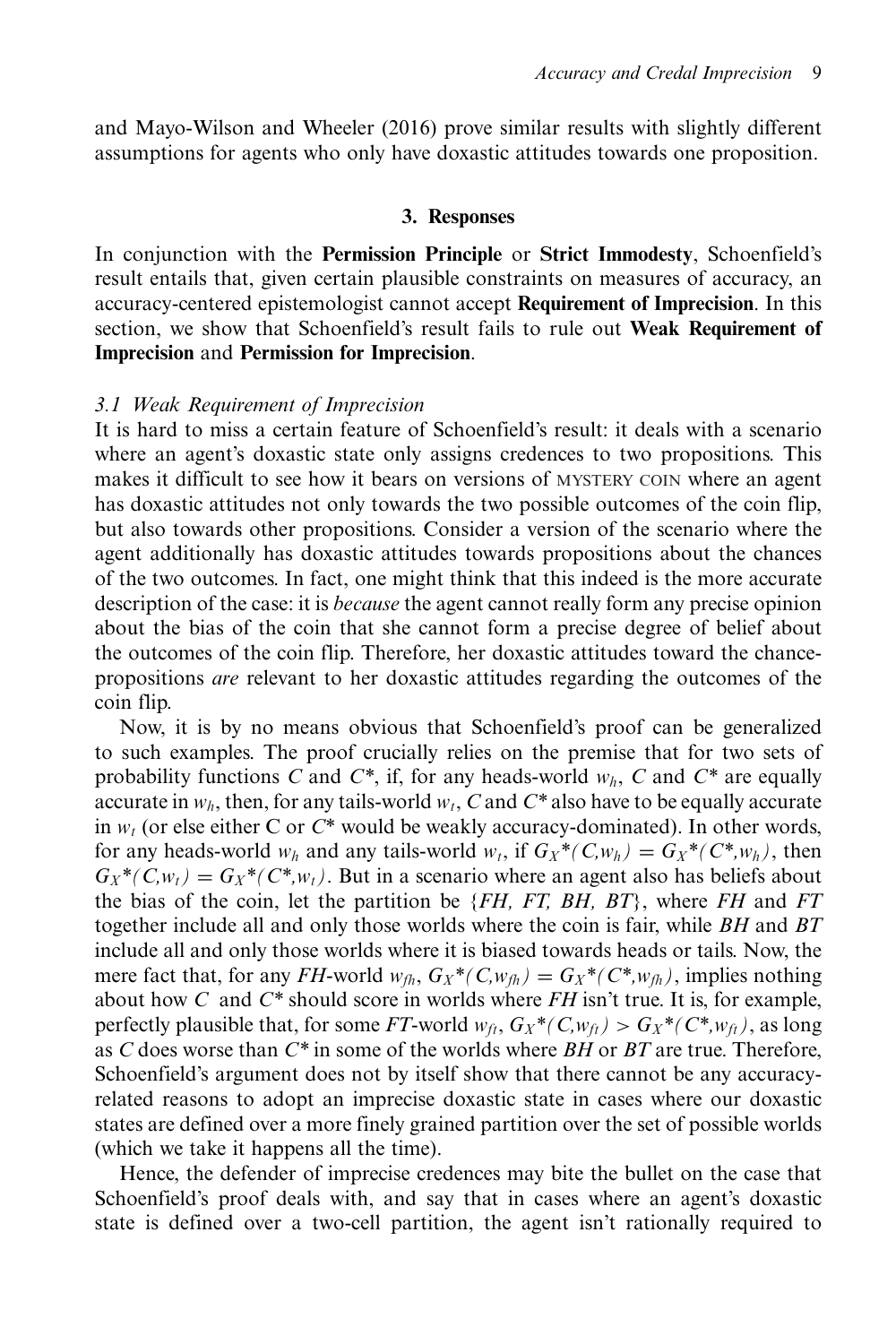and Mayo-Wilson and Wheeler (2016) prove similar results with slightly different assumptions for agents who only have doxastic attitudes towards one proposition.

## 3. Responses

In conjunction with the **Permission Principle** or **Strict Immodesty**, Schoenfield's result entails that, given certain plausible constraints on measures of accuracy, an accuracy-centered epistemologist cannot accept **Requirement of Imprecision**. In this section, we show that Schoenfield's result fails to rule out **Weak Requirement of Imprecision** and **Permission for Imprecision**.

### *3.1 Weak Requirement of Imprecision*

It is hard to miss a certain feature of Schoenfield's result: it deals with a scenario where an agent's doxastic state only assigns credences to two propositions. This makes it difficult to see how it bears on versions of MYSTERY COIN where an agent has doxastic attitudes not only towards the two possible outcomes of the coin flip, but also towards other propositions. Consider a version of the scenario where the agent additionally has doxastic attitudes towards propositions about the chances of the two outcomes. In fact, one might think that this indeed is the more accurate description of the case: it is *because* the agent cannot really form any precise opinion about the bias of the coin that she cannot form a precise degree of belief about the outcomes of the coin flip. Therefore, her doxastic attitudes toward the chance-propositions *are* relevant to her doxastic attitudes regarding the outcomes of the coin flip.

Now, it is by no means obvious that Schoenfield's proof can be generalized to such examples. The proof crucially relies on the premise that for two sets of probability functions $C$ and $C^*$, if, for any heads-world $w_h$, $C$ and $C^*$ are equally accurate in $w_h$, then, for any tails-world $w_t$, $C$ and $C^*$ also have to be equally accurate in $w_t$ (or else either C or $C^*$ would be weakly accuracy-dominated). In other words, for any heads-world $w_h$ and any tails-world $w_t$, if $G_X{}^*(C,w_h) = G_X{}^*(C^*,w_h)$, then $G_X{}^*(C,w_t) = G_X{}^*(C^*,w_t)$. But in a scenario where an agent also has beliefs about the bias of the coin, let the partition be $\{FH, FT, BH, BT\}$, where $FH$ and $FT$ together include all and only those worlds where the coin is fair, while $BH$ and $BT$ include all and only those worlds where it is biased towards heads or tails. Now, the mere fact that, for any $FH$-world $w_{fh}$, $G_X{}^*(C,w_{fh}) = G_X{}^*(C^*,w_{fh})$, implies nothing about how $C$ and $C^*$ should score in worlds where $FH$ isn't true. It is, for example, perfectly plausible that, for some $FT$-world $w_{ft}$, $G_X{}^*(C,w_{ft}) > G_X{}^*(C^*,w_{ft})$, as long as $C$ does worse than $C^*$ in some of the worlds where $BH$ or $BT$ are true. Therefore, Schoenfield's argument does not by itself show that there cannot be any accuracy-related reasons to adopt an imprecise doxastic state in cases where our doxastic states are defined over a more finely grained partition over the set of possible worlds (which we take it happens all the time).

Hence, the defender of imprecise credences may bite the bullet on the case that Schoenfield's proof deals with, and say that in cases where an agent's doxastic state is defined over a two-cell partition, the agent isn't rationally required to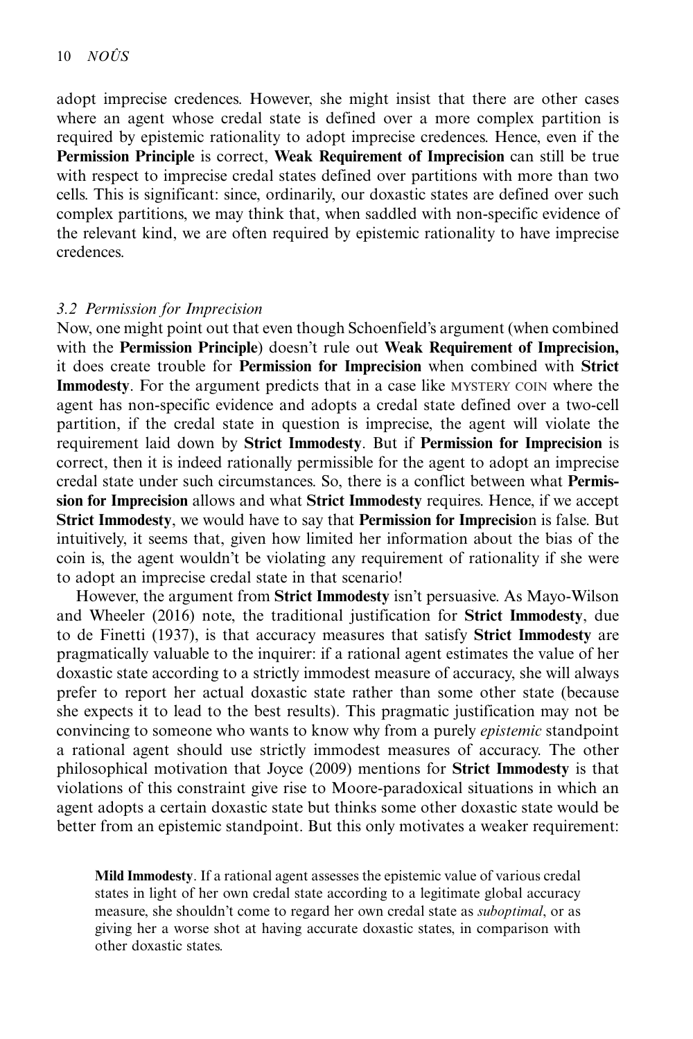adopt imprecise credences. However, she might insist that there are other cases where an agent whose credal state is defined over a more complex partition is required by epistemic rationality to adopt imprecise credences. Hence, even if the **Permission Principle** is correct, **Weak Requirement of Imprecision** can still be true with respect to imprecise credal states defined over partitions with more than two cells. This is significant: since, ordinarily, our doxastic states are defined over such complex partitions, we may think that, when saddled with non-specific evidence of the relevant kind, we are often required by epistemic rationality to have imprecise credences.

### *3.2 Permission for Imprecision*

Now, one might point out that even though Schoenfield's argument (when combined with the **Permission Principle**) doesn't rule out **Weak Requirement of Imprecision,** it does create trouble for **Permission for Imprecision** when combined with **Strict Immodesty**. For the argument predicts that in a case like MYSTERY COIN where the agent has non-specific evidence and adopts a credal state defined over a two-cell partition, if the credal state in question is imprecise, the agent will violate the requirement laid down by **Strict Immodesty**. But if **Permission for Imprecision** is correct, then it is indeed rationally permissible for the agent to adopt an imprecise credal state under such circumstances. So, there is a conflict between what **Permission for Imprecision** allows and what **Strict Immodesty** requires. Hence, if we accept **Strict Immodesty**, we would have to say that **Permission for Imprecision** is false. But intuitively, it seems that, given how limited her information about the bias of the coin is, the agent wouldn't be violating any requirement of rationality if she were to adopt an imprecise credal state in that scenario!

However, the argument from **Strict Immodesty** isn't persuasive. As Mayo-Wilson and Wheeler (2016) note, the traditional justification for **Strict Immodesty**, due to de Finetti (1937), is that accuracy measures that satisfy **Strict Immodesty** are pragmatically valuable to the inquirer: if a rational agent estimates the value of her doxastic state according to a strictly immodest measure of accuracy, she will always prefer to report her actual doxastic state rather than some other state (because she expects it to lead to the best results). This pragmatic justification may not be convincing to someone who wants to know why from a purely *epistemic* standpoint a rational agent should use strictly immodest measures of accuracy. The other philosophical motivation that Joyce (2009) mentions for **Strict Immodesty** is that violations of this constraint give rise to Moore-paradoxical situations in which an agent adopts a certain doxastic state but thinks some other doxastic state would be better from an epistemic standpoint. But this only motivates a weaker requirement:

> **Mild Immodesty**. If a rational agent assesses the epistemic value of various credal states in light of her own credal state according to a legitimate global accuracy measure, she shouldn't come to regard her own credal state as *suboptimal*, or as giving her a worse shot at having accurate doxastic states, in comparison with other doxastic states.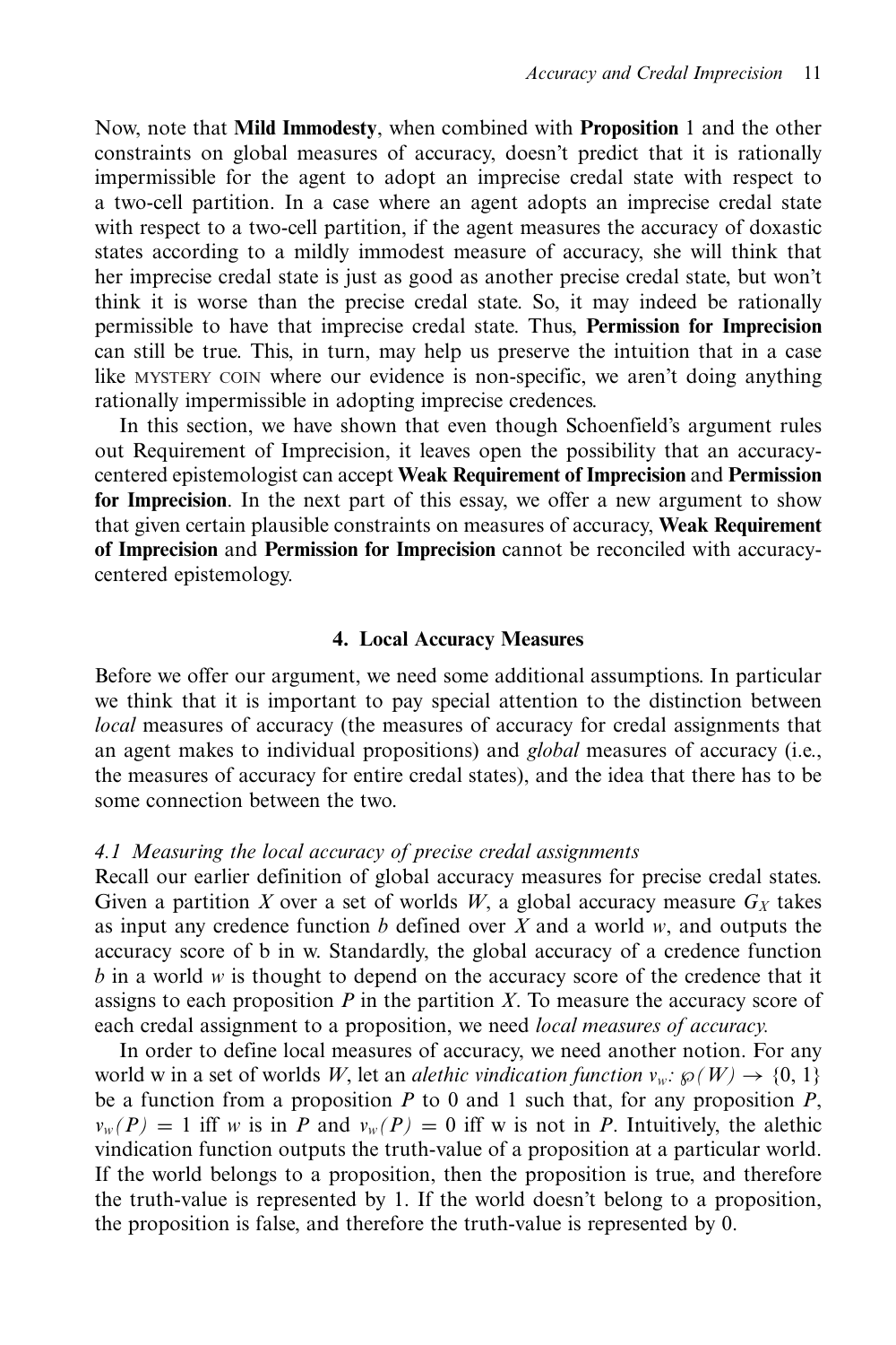Now, note that **Mild Immodesty**, when combined with **Proposition** 1 and the other constraints on global measures of accuracy, doesn't predict that it is rationally impermissible for the agent to adopt an imprecise credal state with respect to a two-cell partition. In a case where an agent adopts an imprecise credal state with respect to a two-cell partition, if the agent measures the accuracy of doxastic states according to a mildly immodest measure of accuracy, she will think that her imprecise credal state is just as good as another precise credal state, but won't think it is worse than the precise credal state. So, it may indeed be rationally permissible to have that imprecise credal state. Thus, **Permission for Imprecision** can still be true. This, in turn, may help us preserve the intuition that in a case like MYSTERY COIN where our evidence is non-specific, we aren't doing anything rationally impermissible in adopting imprecise credences.

In this section, we have shown that even though Schoenfield's argument rules out Requirement of Imprecision, it leaves open the possibility that an accuracy-centered epistemologist can accept **Weak Requirement of Imprecision** and **Permission for Imprecision**. In the next part of this essay, we offer a new argument to show that given certain plausible constraints on measures of accuracy, **Weak Requirement of Imprecision** and **Permission for Imprecision** cannot be reconciled with accuracy-centered epistemology.

## 4. Local Accuracy Measures

Before we offer our argument, we need some additional assumptions. In particular we think that it is important to pay special attention to the distinction between *local* measures of accuracy (the measures of accuracy for credal assignments that an agent makes to individual propositions) and *global* measures of accuracy (i.e., the measures of accuracy for entire credal states), and the idea that there has to be some connection between the two.

### 4.1 Measuring the local accuracy of precise credal assignments

Recall our earlier definition of global accuracy measures for precise credal states. Given a partition $X$ over a set of worlds $W$, a global accuracy measure $G_X$ takes as input any credence function $b$ defined over $X$ and a world $w$, and outputs the accuracy score of b in w. Standardly, the global accuracy of a credence function $b$ in a world $w$ is thought to depend on the accuracy score of the credence that it assigns to each proposition $P$ in the partition $X$. To measure the accuracy score of each credal assignment to a proposition, we need *local measures of accuracy.*

In order to define local measures of accuracy, we need another notion. For any world w in a set of worlds $W$, let an *alethic vindication function* $v_w: \wp(W) \rightarrow \{0, 1\}$ be a function from a proposition $P$ to 0 and 1 such that, for any proposition $P$, $v_w(P) = 1$ iff $w$ is in $P$ and $v_w(P) = 0$ iff w is not in $P$. Intuitively, the alethic vindication function outputs the truth-value of a proposition at a particular world. If the world belongs to a proposition, then the proposition is true, and therefore the truth-value is represented by 1. If the world doesn't belong to a proposition, the proposition is false, and therefore the truth-value is represented by 0.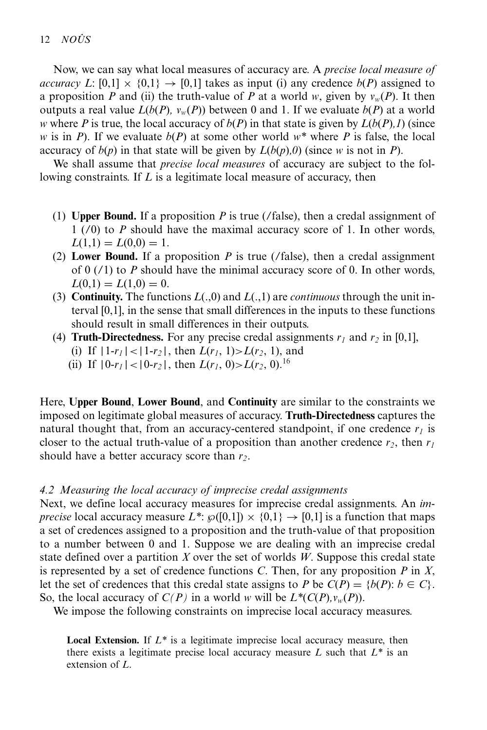Now, we can say what local measures of accuracy are. A *precise local measure of accuracy* $L$: $[0,1] \times \{0,1\} \rightarrow [0,1]$ takes as input (i) any credence $b(P)$ assigned to a proposition $P$ and (ii) the truth-value of $P$ at a world $w$, given by $v_w(P)$. It then outputs a real value $L(b(P), v_w(P))$ between 0 and 1. If we evaluate $b(P)$ at a world $w$ where $P$ is true, the local accuracy of $b(P)$ in that state is given by $L(b(P),1)$ (since $w$ is in $P$). If we evaluate $b(P)$ at some other world $w^*$ where $P$ is false, the local accuracy of $b(p)$ in that state will be given by $L(b(p),0)$ (since $w$ is not in $P$).

We shall assume that *precise local measures* of accuracy are subject to the following constraints. If $L$ is a legitimate local measure of accuracy, then

1. **Upper Bound.** If a proposition $P$ is true (/false), then a credal assignment of 1 (/0) to $P$ should have the maximal accuracy score of 1. In other words, $L(1,1) = L(0,0) = 1$.
2. **Lower Bound.** If a proposition $P$ is true (/false), then a credal assignment of 0 (/1) to $P$ should have the minimal accuracy score of 0. In other words, $L(0,1) = L(1,0) = 0$.
3. **Continuity.** The functions $L(.,0)$ and $L(.,1)$ are *continuous* through the unit interval [0,1], in the sense that small differences in the inputs to these functions should result in small differences in their outputs.
4. **Truth-Directedness.** For any precise credal assignments $r_1$ and $r_2$ in [0,1],
   (i) If $|1\text{-}r_1|<|1\text{-}r_2|$, then $L(r_1, 1)>L(r_2, 1)$, and
   (ii) If $|0\text{-}r_1|<|0\text{-}r_2|$, then $L(r_1, 0)>L(r_2, 0)$.[16]

Here, **Upper Bound**, **Lower Bound**, and **Continuity** are similar to the constraints we imposed on legitimate global measures of accuracy. **Truth-Directedness** captures the natural thought that, from an accuracy-centered standpoint, if one credence $r_1$ is closer to the actual truth-value of a proposition than another credence $r_2$, then $r_1$ should have a better accuracy score than $r_2$.

### *4.2 Measuring the local accuracy of imprecise credal assignments*

Next, we define local accuracy measures for imprecise credal assignments. An *imprecise* local accuracy measure $L^*$: $\wp([0,1]) \times \{0,1\} \rightarrow [0,1]$ is a function that maps a set of credences assigned to a proposition and the truth-value of that proposition to a number between 0 and 1. Suppose we are dealing with an imprecise credal state defined over a partition $X$ over the set of worlds $W$. Suppose this credal state is represented by a set of credence functions $C$. Then, for any proposition $P$ in $X$, let the set of credences that this credal state assigns to $P$ be $C(P) = \{b(P): b \in C\}$. So, the local accuracy of $C(P)$ in a world $w$ will be $L^*(C(P),v_w(P))$.

We impose the following constraints on imprecise local accuracy measures.

> **Local Extension.** If $L^*$ is a legitimate imprecise local accuracy measure, then there exists a legitimate precise local accuracy measure $L$ such that $L^*$ is an extension of $L$.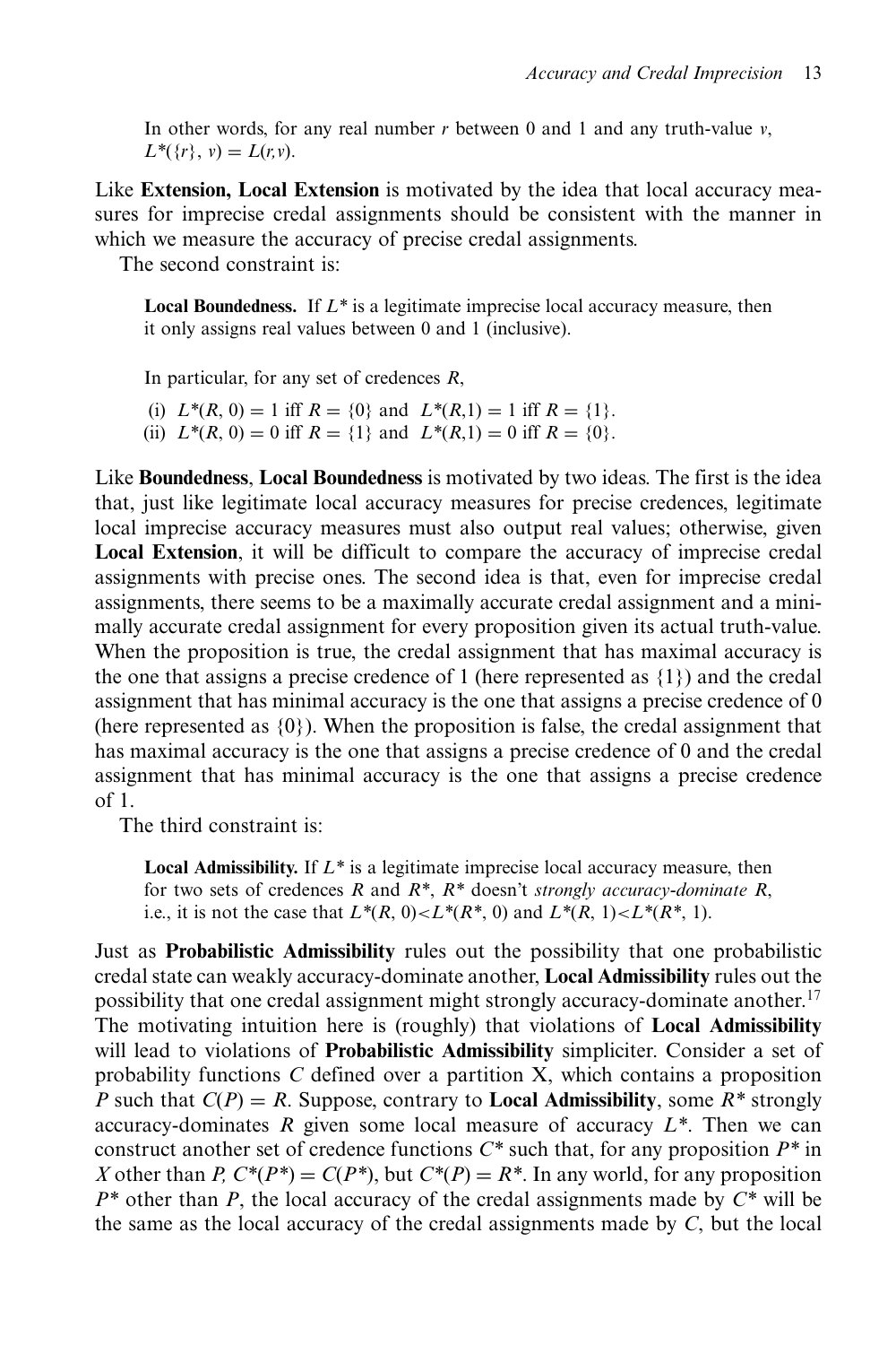In other words, for any real number $r$ between 0 and 1 and any truth-value $v$, $L^*(\{r\}, v) = L(r,v)$.

Like **Extension, Local Extension** is motivated by the idea that local accuracy measures for imprecise credal assignments should be consistent with the manner in which we measure the accuracy of precise credal assignments.

The second constraint is:

> **Local Boundedness.** If $L^*$ is a legitimate imprecise local accuracy measure, then it only assigns real values between 0 and 1 (inclusive).
>
> In particular, for any set of credences $R$,
>
> (i) $L^*(R, 0) = 1$ iff $R = \{0\}$ and $L^*(R,1) = 1$ iff $R = \{1\}$.
> (ii) $L^*(R, 0) = 0$ iff $R = \{1\}$ and $L^*(R,1) = 0$ iff $R = \{0\}$.

Like **Boundedness**, **Local Boundedness** is motivated by two ideas. The first is the idea that, just like legitimate local accuracy measures for precise credences, legitimate local imprecise accuracy measures must also output real values; otherwise, given **Local Extension**, it will be difficult to compare the accuracy of imprecise credal assignments with precise ones. The second idea is that, even for imprecise credal assignments, there seems to be a maximally accurate credal assignment and a minimally accurate credal assignment for every proposition given its actual truth-value. When the proposition is true, the credal assignment that has maximal accuracy is the one that assigns a precise credence of 1 (here represented as $\{1\}$) and the credal assignment that has minimal accuracy is the one that assigns a precise credence of 0 (here represented as $\{0\}$). When the proposition is false, the credal assignment that has maximal accuracy is the one that assigns a precise credence of 0 and the credal assignment that has minimal accuracy is the one that assigns a precise credence of 1.

The third constraint is:

> **Local Admissibility.** If $L^*$ is a legitimate imprecise local accuracy measure, then for two sets of credences $R$ and $R^*$, $R^*$ doesn't *strongly accuracy-dominate R*, i.e., it is not the case that $L^*(R, 0) < L^*(R^*, 0)$ and $L^*(R, 1) < L^*(R^*, 1)$.

Just as **Probabilistic Admissibility** rules out the possibility that one probabilistic credal state can weakly accuracy-dominate another, **Local Admissibility** rules out the possibility that one credal assignment might strongly accuracy-dominate another.[17] The motivating intuition here is (roughly) that violations of **Local Admissibility** will lead to violations of **Probabilistic Admissibility** simpliciter. Consider a set of probability functions $C$ defined over a partition X, which contains a proposition $P$ such that $C(P) = R$. Suppose, contrary to **Local Admissibility**, some $R^*$ strongly accuracy-dominates $R$ given some local measure of accuracy $L^*$. Then we can construct another set of credence functions $C^*$ such that, for any proposition $P^*$ in $X$ other than $P$, $C^*(P^*) = C(P^*)$, but $C^*(P) = R^*$. In any world, for any proposition $P^*$ other than $P$, the local accuracy of the credal assignments made by $C^*$ will be the same as the local accuracy of the credal assignments made by $C$, but the local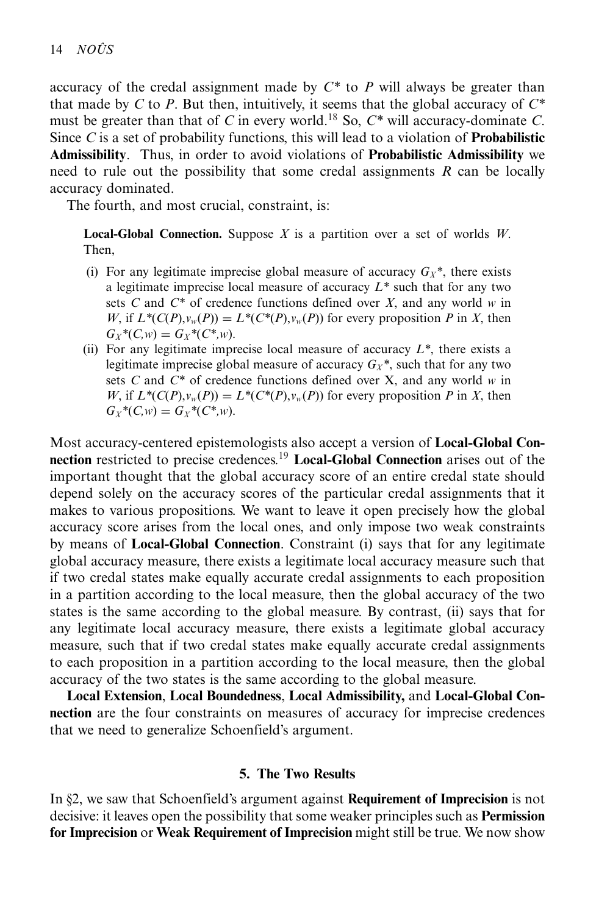accuracy of the credal assignment made by $C^*$ to $P$ will always be greater than that made by $C$ to $P$. But then, intuitively, it seems that the global accuracy of $C^*$ must be greater than that of $C$ in every world.[18] So, $C^*$ will accuracy-dominate $C$. Since $C$ is a set of probability functions, this will lead to a violation of **Probabilistic Admissibility**. Thus, in order to avoid violations of **Probabilistic Admissibility** we need to rule out the possibility that some credal assignments $R$ can be locally accuracy dominated.

The fourth, and most crucial, constraint, is:

> **Local-Global Connection.** Suppose $X$ is a partition over a set of worlds $W$. Then,
>
> (i) For any legitimate imprecise global measure of accuracy $G_X{}^*$, there exists a legitimate imprecise local measure of accuracy $L^*$ such that for any two sets $C$ and $C^*$ of credence functions defined over $X$, and any world $w$ in $W$, if $L^*(C(P),v_w(P)) = L^*(C^*(P),v_w(P))$ for every proposition $P$ in $X$, then $G_X{}^*(C,w) = G_X{}^*(C^*,w)$.
>
> (ii) For any legitimate imprecise local measure of accuracy $L^*$, there exists a legitimate imprecise global measure of accuracy $G_X{}^*$, such that for any two sets $C$ and $C^*$ of credence functions defined over X, and any world $w$ in $W$, if $L^*(C(P),v_w(P)) = L^*(C^*(P),v_w(P))$ for every proposition $P$ in $X$, then $G_X{}^*(C,w) = G_X{}^*(C^*,w)$.

Most accuracy-centered epistemologists also accept a version of **Local-Global Connection** restricted to precise credences.[19] **Local-Global Connection** arises out of the important thought that the global accuracy score of an entire credal state should depend solely on the accuracy scores of the particular credal assignments that it makes to various propositions. We want to leave it open precisely how the global accuracy score arises from the local ones, and only impose two weak constraints by means of **Local-Global Connection**. Constraint (i) says that for any legitimate global accuracy measure, there exists a legitimate local accuracy measure such that if two credal states make equally accurate credal assignments to each proposition in a partition according to the local measure, then the global accuracy of the two states is the same according to the global measure. By contrast, (ii) says that for any legitimate local accuracy measure, there exists a legitimate global accuracy measure, such that if two credal states make equally accurate credal assignments to each proposition in a partition according to the local measure, then the global accuracy of the two states is the same according to the global measure.

**Local Extension**, **Local Boundedness**, **Local Admissibility,** and **Local-Global Connection** are the four constraints on measures of accuracy for imprecise credences that we need to generalize Schoenfield's argument.

## 5. The Two Results

In §2, we saw that Schoenfield's argument against **Requirement of Imprecision** is not decisive: it leaves open the possibility that some weaker principles such as **Permission for Imprecision** or **Weak Requirement of Imprecision** might still be true. We now show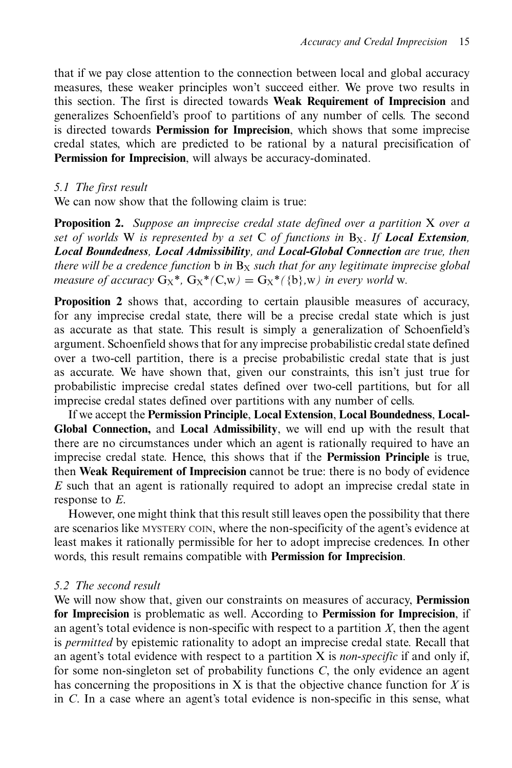that if we pay close attention to the connection between local and global accuracy measures, these weaker principles won't succeed either. We prove two results in this section. The first is directed towards **Weak Requirement of Imprecision** and generalizes Schoenfield's proof to partitions of any number of cells. The second is directed towards **Permission for Imprecision**, which shows that some imprecise credal states, which are predicted to be rational by a natural precisification of **Permission for Imprecision**, will always be accuracy-dominated.

### *5.1 The first result*

We can now show that the following claim is true:

**Proposition 2.** *Suppose an imprecise credal state defined over a partition* X *over a set of worlds* W *is represented by a set* C *of functions in* $B_X$*. If* ***Local Extension****,* ***Local Boundedness****,* ***Local Admissibility****, and* ***Local-Global Connection*** *are true, then there will be a credence function* b *in* $B_X$ *such that for any legitimate imprecise global measure of accuracy* $G_X^*$, $G_X^*(C,w) = G_X^*(\{b\},w)$ *in every world* w.

**Proposition 2** shows that, according to certain plausible measures of accuracy, for any imprecise credal state, there will be a precise credal state which is just as accurate as that state. This result is simply a generalization of Schoenfield's argument. Schoenfield shows that for any imprecise probabilistic credal state defined over a two-cell partition, there is a precise probabilistic credal state that is just as accurate. We have shown that, given our constraints, this isn't just true for probabilistic imprecise credal states defined over two-cell partitions, but for all imprecise credal states defined over partitions with any number of cells.

If we accept the **Permission Principle**, **Local Extension**, **Local Boundedness**, **Local-Global Connection,** and **Local Admissibility**, we will end up with the result that there are no circumstances under which an agent is rationally required to have an imprecise credal state. Hence, this shows that if the **Permission Principle** is true, then **Weak Requirement of Imprecision** cannot be true: there is no body of evidence *E* such that an agent is rationally required to adopt an imprecise credal state in response to *E*.

However, one might think that this result still leaves open the possibility that there are scenarios like MYSTERY COIN, where the non-specificity of the agent's evidence at least makes it rationally permissible for her to adopt imprecise credences. In other words, this result remains compatible with **Permission for Imprecision**.

### *5.2 The second result*

We will now show that, given our constraints on measures of accuracy, **Permission for Imprecision** is problematic as well. According to **Permission for Imprecision**, if an agent's total evidence is non-specific with respect to a partition *X*, then the agent is *permitted* by epistemic rationality to adopt an imprecise credal state. Recall that an agent's total evidence with respect to a partition X is *non-specific* if and only if, for some non-singleton set of probability functions *C*, the only evidence an agent has concerning the propositions in X is that the objective chance function for *X* is in *C*. In a case where an agent's total evidence is non-specific in this sense, what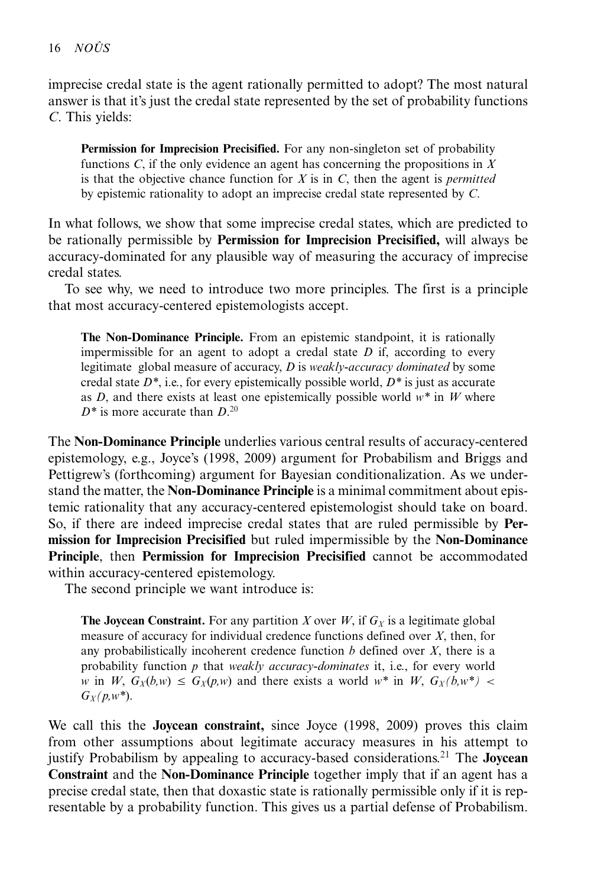imprecise credal state is the agent rationally permitted to adopt? The most natural answer is that it's just the credal state represented by the set of probability functions $C$. This yields:

> **Permission for Imprecision Precisified.** For any non-singleton set of probability functions $C$, if the only evidence an agent has concerning the propositions in $X$ is that the objective chance function for $X$ is in $C$, then the agent is *permitted* by epistemic rationality to adopt an imprecise credal state represented by $C$.

In what follows, we show that some imprecise credal states, which are predicted to be rationally permissible by **Permission for Imprecision Precisified,** will always be accuracy-dominated for any plausible way of measuring the accuracy of imprecise credal states.

To see why, we need to introduce two more principles. The first is a principle that most accuracy-centered epistemologists accept.

> **The Non-Dominance Principle.** From an epistemic standpoint, it is rationally impermissible for an agent to adopt a credal state $D$ if, according to every legitimate global measure of accuracy, $D$ is *weakly-accuracy dominated* by some credal state $D^*$, i.e., for every epistemically possible world, $D^*$ is just as accurate as $D$, and there exists at least one epistemically possible world $w^*$ in $W$ where $D^*$ is more accurate than $D$.[20]

The **Non-Dominance Principle** underlies various central results of accuracy-centered epistemology, e.g., Joyce's (1998, 2009) argument for Probabilism and Briggs and Pettigrew's (forthcoming) argument for Bayesian conditionalization. As we understand the matter, the **Non-Dominance Principle** is a minimal commitment about epistemic rationality that any accuracy-centered epistemologist should take on board. So, if there are indeed imprecise credal states that are ruled permissible by **Permission for Imprecision Precisified** but ruled impermissible by the **Non-Dominance Principle**, then **Permission for Imprecision Precisified** cannot be accommodated within accuracy-centered epistemology.

The second principle we want introduce is:

> **The Joycean Constraint.** For any partition $X$ over $W$, if $G_X$ is a legitimate global measure of accuracy for individual credence functions defined over $X$, then, for any probabilistically incoherent credence function $b$ defined over $X$, there is a probability function $p$ that *weakly accuracy-dominates* it, i.e., for every world $w$ in $W$, $G_X(b,w) \leq G_X(p,w)$ and there exists a world $w^*$ in $W$, $G_X(b,w^*) < G_X(p,w^*)$.

We call this the **Joycean constraint,** since Joyce (1998, 2009) proves this claim from other assumptions about legitimate accuracy measures in his attempt to justify Probabilism by appealing to accuracy-based considerations.[21] The **Joycean Constraint** and the **Non-Dominance Principle** together imply that if an agent has a precise credal state, then that doxastic state is rationally permissible only if it is representable by a probability function. This gives us a partial defense of Probabilism.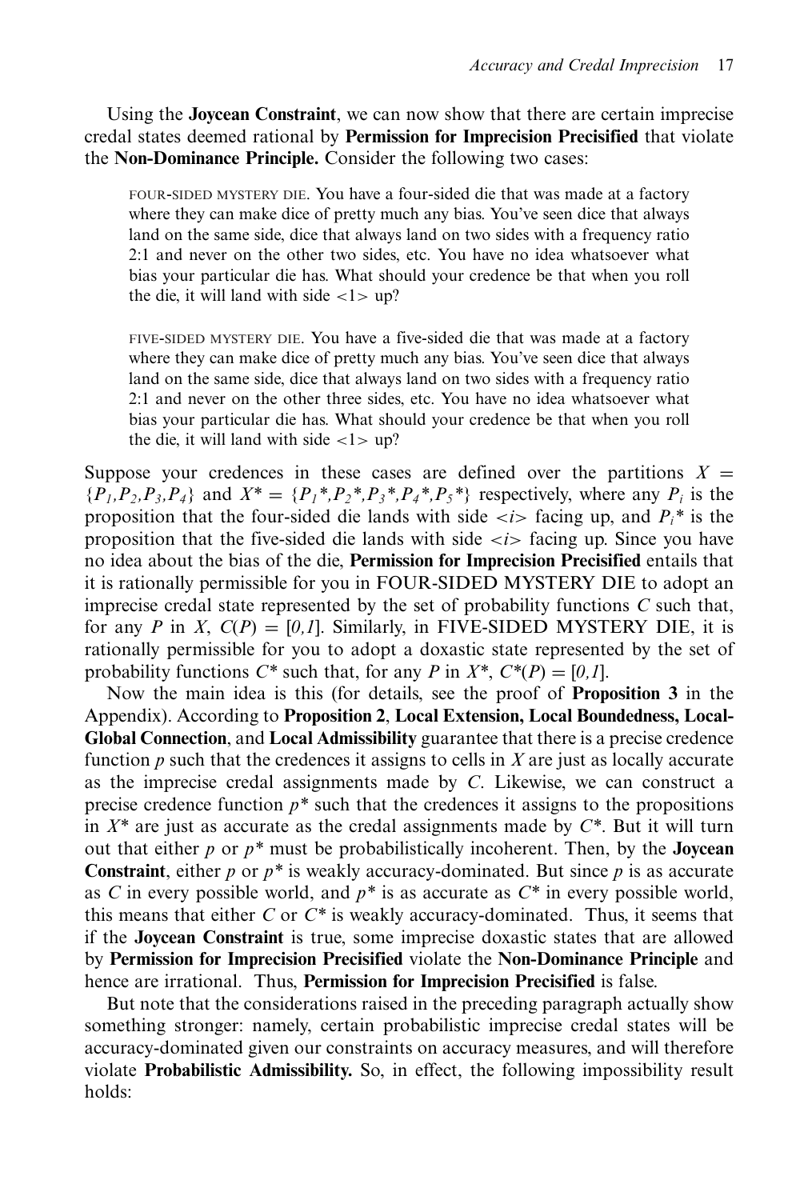Using the **Joycean Constraint**, we can now show that there are certain imprecise credal states deemed rational by **Permission for Imprecision Precisified** that violate the **Non-Dominance Principle.** Consider the following two cases:

> FOUR-SIDED MYSTERY DIE. You have a four-sided die that was made at a factory where they can make dice of pretty much any bias. You've seen dice that always land on the same side, dice that always land on two sides with a frequency ratio 2:1 and never on the other two sides, etc. You have no idea whatsoever what bias your particular die has. What should your credence be that when you roll the die, it will land with side <1> up?

> FIVE-SIDED MYSTERY DIE. You have a five-sided die that was made at a factory where they can make dice of pretty much any bias. You've seen dice that always land on the same side, dice that always land on two sides with a frequency ratio 2:1 and never on the other three sides, etc. You have no idea whatsoever what bias your particular die has. What should your credence be that when you roll the die, it will land with side <1> up?

Suppose your credences in these cases are defined over the partitions $X = \{P_1, P_2, P_3, P_4\}$ and $X^* = \{P_1^*, P_2^*, P_3^*, P_4^*, P_5^*\}$ respectively, where any $P_i$ is the proposition that the four-sided die lands with side $<i>$ facing up, and $P_i^*$ is the proposition that the five-sided die lands with side $<i>$ facing up. Since you have no idea about the bias of the die, **Permission for Imprecision Precisified** entails that it is rationally permissible for you in FOUR-SIDED MYSTERY DIE to adopt an imprecise credal state represented by the set of probability functions $C$ such that, for any $P$ in $X$, $C(P) = [0,1]$. Similarly, in FIVE-SIDED MYSTERY DIE, it is rationally permissible for you to adopt a doxastic state represented by the set of probability functions $C^*$ such that, for any $P$ in $X^*$, $C^*(P) = [0,1]$.

Now the main idea is this (for details, see the proof of **Proposition 3** in the Appendix). According to **Proposition 2**, **Local Extension, Local Boundedness, Local-Global Connection**, and **Local Admissibility** guarantee that there is a precise credence function $p$ such that the credences it assigns to cells in $X$ are just as locally accurate as the imprecise credal assignments made by $C$. Likewise, we can construct a precise credence function $p^*$ such that the credences it assigns to the propositions in $X^*$ are just as accurate as the credal assignments made by $C^*$. But it will turn out that either $p$ or $p^*$ must be probabilistically incoherent. Then, by the **Joycean Constraint**, either $p$ or $p^*$ is weakly accuracy-dominated. But since $p$ is as accurate as $C$ in every possible world, and $p^*$ is as accurate as $C^*$ in every possible world, this means that either $C$ or $C^*$ is weakly accuracy-dominated. Thus, it seems that if the **Joycean Constraint** is true, some imprecise doxastic states that are allowed by **Permission for Imprecision Precisified** violate the **Non-Dominance Principle** and hence are irrational. Thus, **Permission for Imprecision Precisified** is false.

But note that the considerations raised in the preceding paragraph actually show something stronger: namely, certain probabilistic imprecise credal states will be accuracy-dominated given our constraints on accuracy measures, and will therefore violate **Probabilistic Admissibility.** So, in effect, the following impossibility result holds: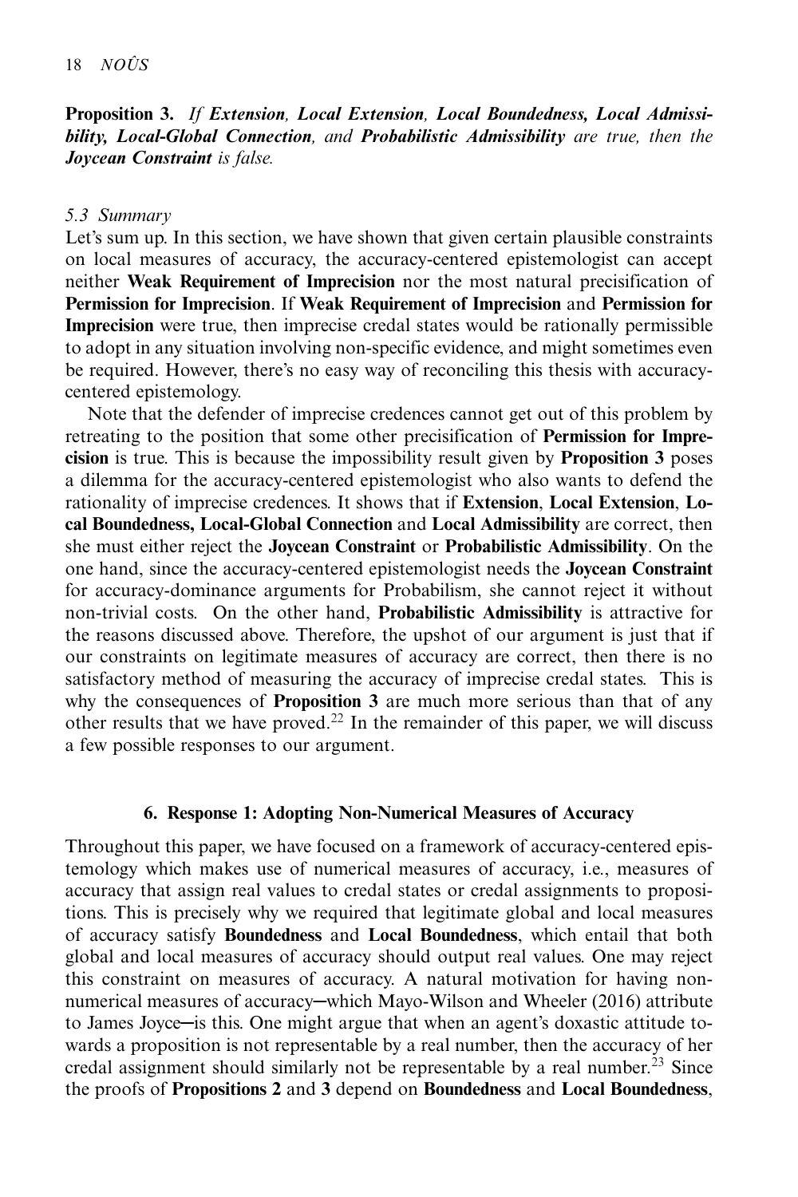**Proposition 3.** *If* ***Extension, Local Extension, Local Boundedness, Local Admissibility, Local-Global Connection****, and* ***Probabilistic Admissibility*** *are true, then the* ***Joycean Constraint*** *is false.*

### *5.3 Summary*

Let's sum up. In this section, we have shown that given certain plausible constraints on local measures of accuracy, the accuracy-centered epistemologist can accept neither **Weak Requirement of Imprecision** nor the most natural precisification of **Permission for Imprecision**. If **Weak Requirement of Imprecision** and **Permission for Imprecision** were true, then imprecise credal states would be rationally permissible to adopt in any situation involving non-specific evidence, and might sometimes even be required. However, there's no easy way of reconciling this thesis with accuracy-centered epistemology.

Note that the defender of imprecise credences cannot get out of this problem by retreating to the position that some other precisification of **Permission for Imprecision** is true. This is because the impossibility result given by **Proposition 3** poses a dilemma for the accuracy-centered epistemologist who also wants to defend the rationality of imprecise credences. It shows that if **Extension**, **Local Extension**, **Local Boundedness, Local-Global Connection** and **Local Admissibility** are correct, then she must either reject the **Joycean Constraint** or **Probabilistic Admissibility**. On the one hand, since the accuracy-centered epistemologist needs the **Joycean Constraint** for accuracy-dominance arguments for Probabilism, she cannot reject it without non-trivial costs. On the other hand, **Probabilistic Admissibility** is attractive for the reasons discussed above. Therefore, the upshot of our argument is just that if our constraints on legitimate measures of accuracy are correct, then there is no satisfactory method of measuring the accuracy of imprecise credal states. This is why the consequences of **Proposition 3** are much more serious than that of any other results that we have proved.[22] In the remainder of this paper, we will discuss a few possible responses to our argument.

## 6. Response 1: Adopting Non-Numerical Measures of Accuracy

Throughout this paper, we have focused on a framework of accuracy-centered epistemology which makes use of numerical measures of accuracy, i.e., measures of accuracy that assign real values to credal states or credal assignments to propositions. This is precisely why we required that legitimate global and local measures of accuracy satisfy **Boundedness** and **Local Boundedness**, which entail that both global and local measures of accuracy should output real values. One may reject this constraint on measures of accuracy. A natural motivation for having non-numerical measures of accuracy—which Mayo-Wilson and Wheeler (2016) attribute to James Joyce—is this. One might argue that when an agent's doxastic attitude towards a proposition is not representable by a real number, then the accuracy of her credal assignment should similarly not be representable by a real number.[23] Since the proofs of **Propositions 2** and **3** depend on **Boundedness** and **Local Boundedness**,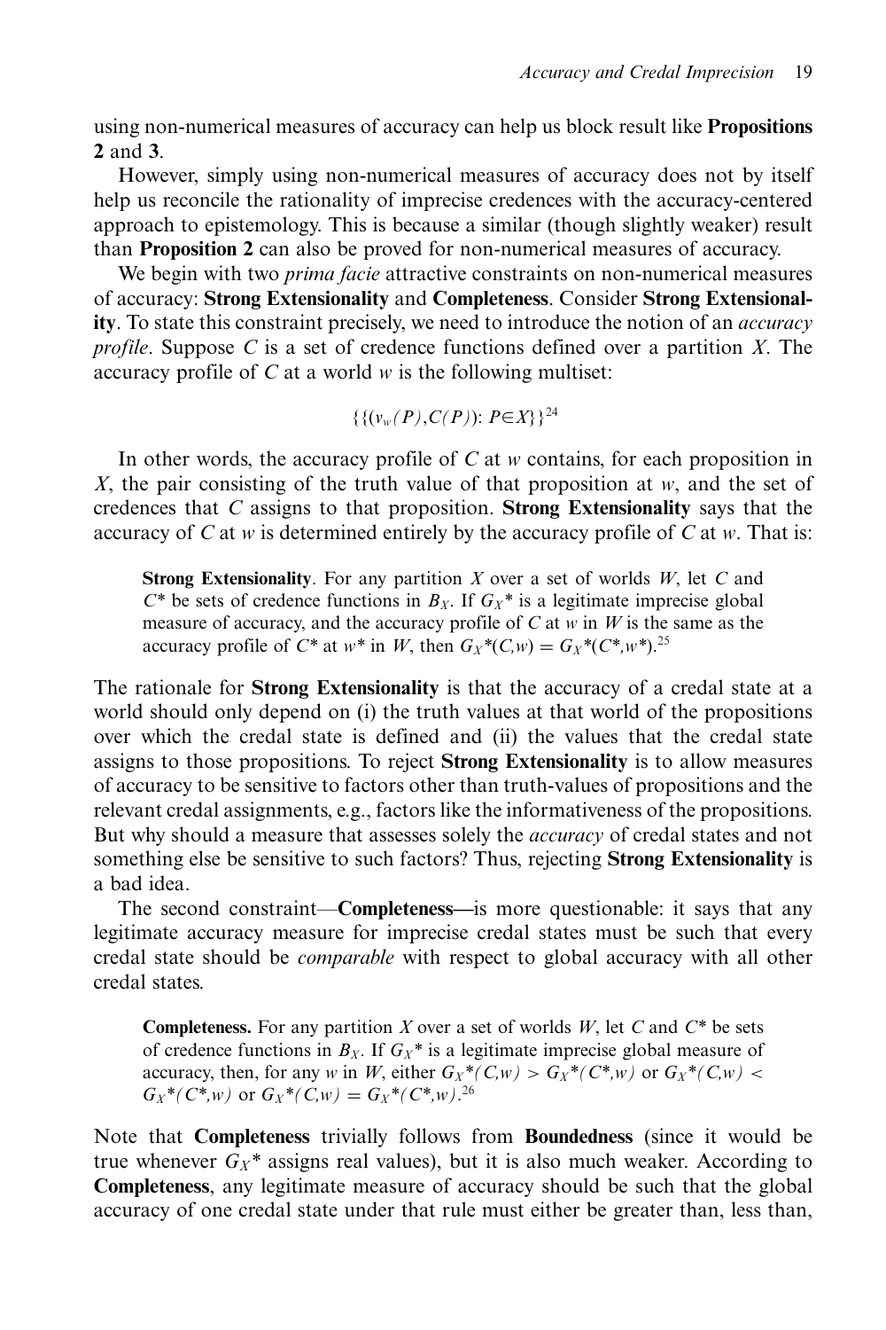using non-numerical measures of accuracy can help us block result like **Propositions 2** and **3**.

However, simply using non-numerical measures of accuracy does not by itself help us reconcile the rationality of imprecise credences with the accuracy-centered approach to epistemology. This is because a similar (though slightly weaker) result than **Proposition 2** can also be proved for non-numerical measures of accuracy.

We begin with two *prima facie* attractive constraints on non-numerical measures of accuracy: **Strong Extensionality** and **Completeness**. Consider **Strong Extensionality**. To state this constraint precisely, we need to introduce the notion of an *accuracy profile*. Suppose $C$ is a set of credence functions defined over a partition $X$. The accuracy profile of $C$ at a world $w$ is the following multiset:

$$\{\{(v_w(P), C(P)) \colon P \in X\}\}$$ [24]

In other words, the accuracy profile of $C$ at $w$ contains, for each proposition in $X$, the pair consisting of the truth value of that proposition at $w$, and the set of credences that $C$ assigns to that proposition. **Strong Extensionality** says that the accuracy of $C$ at $w$ is determined entirely by the accuracy profile of $C$ at $w$. That is:

> **Strong Extensionality**. For any partition $X$ over a set of worlds $W$, let $C$ and $C^*$ be sets of credence functions in $B_X$. If $G_X^*$ is a legitimate imprecise global measure of accuracy, and the accuracy profile of $C$ at $w$ in $W$ is the same as the accuracy profile of $C^*$ at $w^*$ in $W$, then $G_X^*(C,w) = G_X^*(C^*,w^*)$.[25]

The rationale for **Strong Extensionality** is that the accuracy of a credal state at a world should only depend on (i) the truth values at that world of the propositions over which the credal state is defined and (ii) the values that the credal state assigns to those propositions. To reject **Strong Extensionality** is to allow measures of accuracy to be sensitive to factors other than truth-values of propositions and the relevant credal assignments, e.g., factors like the informativeness of the propositions. But why should a measure that assesses solely the *accuracy* of credal states and not something else be sensitive to such factors? Thus, rejecting **Strong Extensionality** is a bad idea.

The second constraint—**Completeness—**is more questionable: it says that any legitimate accuracy measure for imprecise credal states must be such that every credal state should be *comparable* with respect to global accuracy with all other credal states.

> **Completeness.** For any partition $X$ over a set of worlds $W$, let $C$ and $C^*$ be sets of credence functions in $B_X$. If $G_X^*$ is a legitimate imprecise global measure of accuracy, then, for any $w$ in $W$, either $G_X^*(C,w) > G_X^*(C^*,w)$ or $G_X^*(C,w) < G_X^*(C^*,w)$ or $G_X^*(C,w) = G_X^*(C^*,w)$.[26]

Note that **Completeness** trivially follows from **Boundedness** (since it would be true whenever $G_X^*$ assigns real values), but it is also much weaker. According to **Completeness**, any legitimate measure of accuracy should be such that the global accuracy of one credal state under that rule must either be greater than, less than,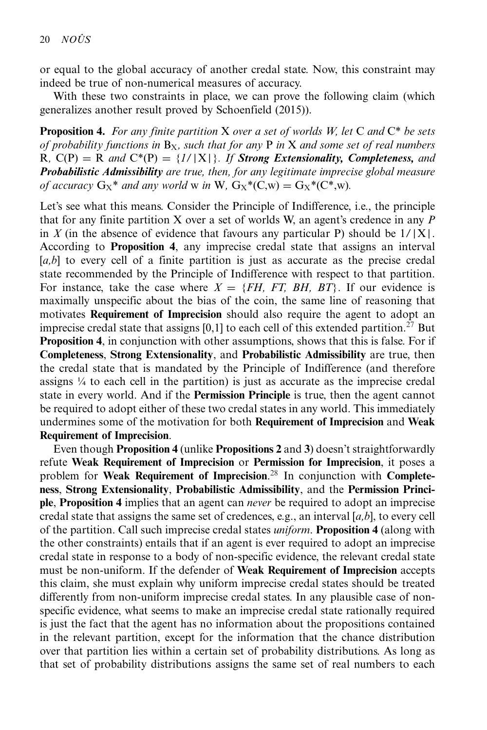or equal to the global accuracy of another credal state. Now, this constraint may indeed be true of non-numerical measures of accuracy.

With these two constraints in place, we can prove the following claim (which generalizes another result proved by Schoenfield (2015)).

**Proposition 4.** *For any finite partition* X *over a set of worlds W, let* C *and* C\* *be sets of probability functions in* $B_X$*, such that for any* P *in* X *and some set of real numbers* R*,* C(P) = R *and* C\*(P) = {1/|X|}*. If* ***Strong Extensionality, Completeness,*** *and* ***Probabilistic Admissibility*** *are true, then, for any legitimate imprecise global measure of accuracy* $G_X$\* *and any world* w *in* W*,* $G_X$\*(C,w) = $G_X$\*(C\*,w)*.*

Let's see what this means. Consider the Principle of Indifference, i.e., the principle that for any finite partition X over a set of worlds W, an agent's credence in any *P* in *X* (in the absence of evidence that favours any particular P) should be 1/|X|. According to **Proposition 4**, any imprecise credal state that assigns an interval [*a,b*] to every cell of a finite partition is just as accurate as the precise credal state recommended by the Principle of Indifference with respect to that partition. For instance, take the case where *X* = {*FH, FT, BH, BT*}. If our evidence is maximally unspecific about the bias of the coin, the same line of reasoning that motivates **Requirement of Imprecision** should also require the agent to adopt an imprecise credal state that assigns [0,1] to each cell of this extended partition.[27] But **Proposition 4**, in conjunction with other assumptions, shows that this is false. For if **Completeness**, **Strong Extensionality**, and **Probabilistic Admissibility** are true, then the credal state that is mandated by the Principle of Indifference (and therefore assigns ¼ to each cell in the partition) is just as accurate as the imprecise credal state in every world. And if the **Permission Principle** is true, then the agent cannot be required to adopt either of these two credal states in any world. This immediately undermines some of the motivation for both **Requirement of Imprecision** and **Weak Requirement of Imprecision**.

Even though **Proposition 4** (unlike **Propositions 2** and **3**) doesn't straightforwardly refute **Weak Requirement of Imprecision** or **Permission for Imprecision**, it poses a problem for **Weak Requirement of Imprecision**.[28] In conjunction with **Completeness**, **Strong Extensionality**, **Probabilistic Admissibility**, and the **Permission Principle**, **Proposition 4** implies that an agent can *never* be required to adopt an imprecise credal state that assigns the same set of credences, e.g., an interval [*a,b*], to every cell of the partition. Call such imprecise credal states *uniform*. **Proposition 4** (along with the other constraints) entails that if an agent is ever required to adopt an imprecise credal state in response to a body of non-specific evidence, the relevant credal state must be non-uniform. If the defender of **Weak Requirement of Imprecision** accepts this claim, she must explain why uniform imprecise credal states should be treated differently from non-uniform imprecise credal states. In any plausible case of non-specific evidence, what seems to make an imprecise credal state rationally required is just the fact that the agent has no information about the propositions contained in the relevant partition, except for the information that the chance distribution over that partition lies within a certain set of probability distributions. As long as that set of probability distributions assigns the same set of real numbers to each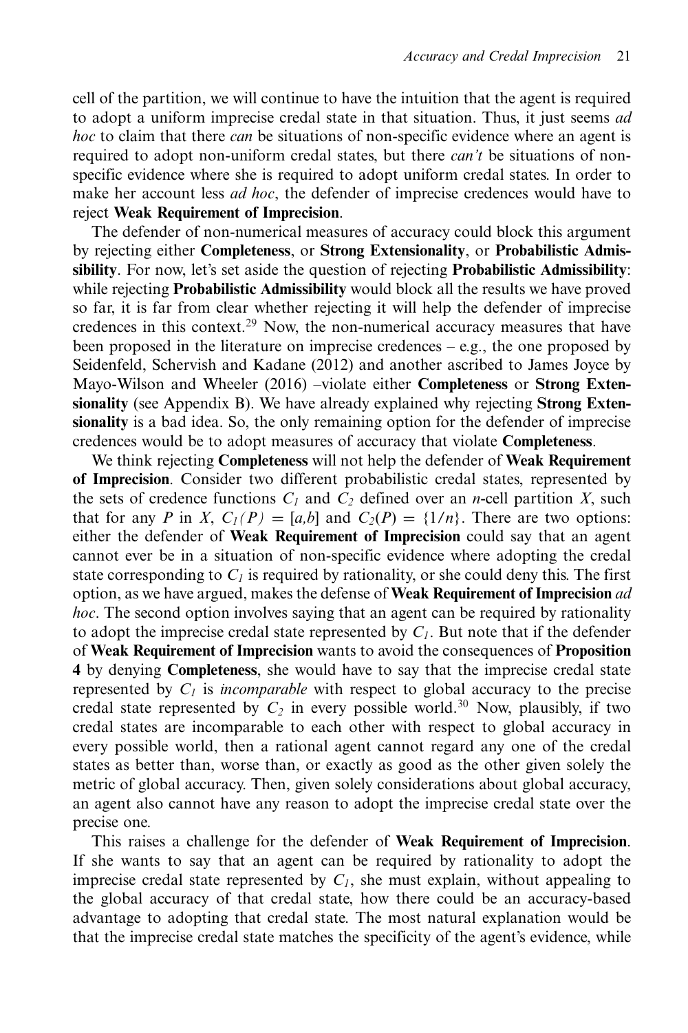cell of the partition, we will continue to have the intuition that the agent is required to adopt a uniform imprecise credal state in that situation. Thus, it just seems *ad hoc* to claim that there *can* be situations of non-specific evidence where an agent is required to adopt non-uniform credal states, but there *can't* be situations of non-specific evidence where she is required to adopt uniform credal states. In order to make her account less *ad hoc*, the defender of imprecise credences would have to reject **Weak Requirement of Imprecision**.

The defender of non-numerical measures of accuracy could block this argument by rejecting either **Completeness**, or **Strong Extensionality**, or **Probabilistic Admissibility**. For now, let's set aside the question of rejecting **Probabilistic Admissibility**: while rejecting **Probabilistic Admissibility** would block all the results we have proved so far, it is far from clear whether rejecting it will help the defender of imprecise credences in this context.[29] Now, the non-numerical accuracy measures that have been proposed in the literature on imprecise credences – e.g., the one proposed by Seidenfeld, Schervish and Kadane (2012) and another ascribed to James Joyce by Mayo-Wilson and Wheeler (2016) –violate either **Completeness** or **Strong Extensionality** (see Appendix B). We have already explained why rejecting **Strong Extensionality** is a bad idea. So, the only remaining option for the defender of imprecise credences would be to adopt measures of accuracy that violate **Completeness**.

We think rejecting **Completeness** will not help the defender of **Weak Requirement of Imprecision**. Consider two different probabilistic credal states, represented by the sets of credence functions $C_1$ and $C_2$ defined over an $n$-cell partition $X$, such that for any $P$ in $X$, $C_1(P) = [a,b]$ and $C_2(P) = \{1/n\}$. There are two options: either the defender of **Weak Requirement of Imprecision** could say that an agent cannot ever be in a situation of non-specific evidence where adopting the credal state corresponding to $C_1$ is required by rationality, or she could deny this. The first option, as we have argued, makes the defense of **Weak Requirement of Imprecision** *ad hoc*. The second option involves saying that an agent can be required by rationality to adopt the imprecise credal state represented by $C_1$. But note that if the defender of **Weak Requirement of Imprecision** wants to avoid the consequences of **Proposition 4** by denying **Completeness**, she would have to say that the imprecise credal state represented by $C_1$ is *incomparable* with respect to global accuracy to the precise credal state represented by $C_2$ in every possible world.[30] Now, plausibly, if two credal states are incomparable to each other with respect to global accuracy in every possible world, then a rational agent cannot regard any one of the credal states as better than, worse than, or exactly as good as the other given solely the metric of global accuracy. Then, given solely considerations about global accuracy, an agent also cannot have any reason to adopt the imprecise credal state over the precise one.

This raises a challenge for the defender of **Weak Requirement of Imprecision**. If she wants to say that an agent can be required by rationality to adopt the imprecise credal state represented by $C_1$, she must explain, without appealing to the global accuracy of that credal state, how there could be an accuracy-based advantage to adopting that credal state. The most natural explanation would be that the imprecise credal state matches the specificity of the agent's evidence, while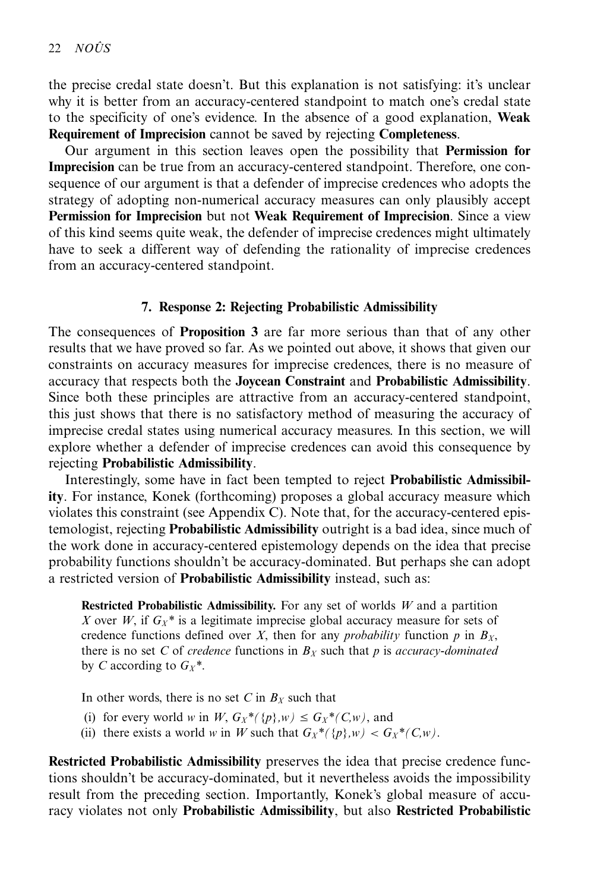the precise credal state doesn't. But this explanation is not satisfying: it's unclear why it is better from an accuracy-centered standpoint to match one's credal state to the specificity of one's evidence. In the absence of a good explanation, **Weak Requirement of Imprecision** cannot be saved by rejecting **Completeness**.

Our argument in this section leaves open the possibility that **Permission for Imprecision** can be true from an accuracy-centered standpoint. Therefore, one consequence of our argument is that a defender of imprecise credences who adopts the strategy of adopting non-numerical accuracy measures can only plausibly accept **Permission for Imprecision** but not **Weak Requirement of Imprecision**. Since a view of this kind seems quite weak, the defender of imprecise credences might ultimately have to seek a different way of defending the rationality of imprecise credences from an accuracy-centered standpoint.

## 7. Response 2: Rejecting Probabilistic Admissibility

The consequences of **Proposition 3** are far more serious than that of any other results that we have proved so far. As we pointed out above, it shows that given our constraints on accuracy measures for imprecise credences, there is no measure of accuracy that respects both the **Joycean Constraint** and **Probabilistic Admissibility**. Since both these principles are attractive from an accuracy-centered standpoint, this just shows that there is no satisfactory method of measuring the accuracy of imprecise credal states using numerical accuracy measures. In this section, we will explore whether a defender of imprecise credences can avoid this consequence by rejecting **Probabilistic Admissibility**.

Interestingly, some have in fact been tempted to reject **Probabilistic Admissibility**. For instance, Konek (forthcoming) proposes a global accuracy measure which violates this constraint (see Appendix C). Note that, for the accuracy-centered epistemologist, rejecting **Probabilistic Admissibility** outright is a bad idea, since much of the work done in accuracy-centered epistemology depends on the idea that precise probability functions shouldn't be accuracy-dominated. But perhaps she can adopt a restricted version of **Probabilistic Admissibility** instead, such as:

> **Restricted Probabilistic Admissibility.** For any set of worlds $W$ and a partition $X$ over $W$, if $G_X{}^*$ is a legitimate imprecise global accuracy measure for sets of credence functions defined over $X$, then for any *probability* function $p$ in $B_X$, there is no set $C$ of *credence* functions in $B_X$ such that $p$ is *accuracy-dominated* by $C$ according to $G_X{}^*$.
>
> In other words, there is no set $C$ in $B_X$ such that
>
> (i) for every world $w$ in $W$, $G_X{}^*(\{p\},w) \leq G_X{}^*(C,w)$, and
> (ii) there exists a world $w$ in $W$ such that $G_X{}^*(\{p\},w) < G_X{}^*(C,w)$.

**Restricted Probabilistic Admissibility** preserves the idea that precise credence functions shouldn't be accuracy-dominated, but it nevertheless avoids the impossibility result from the preceding section. Importantly, Konek's global measure of accuracy violates not only **Probabilistic Admissibility**, but also **Restricted Probabilistic**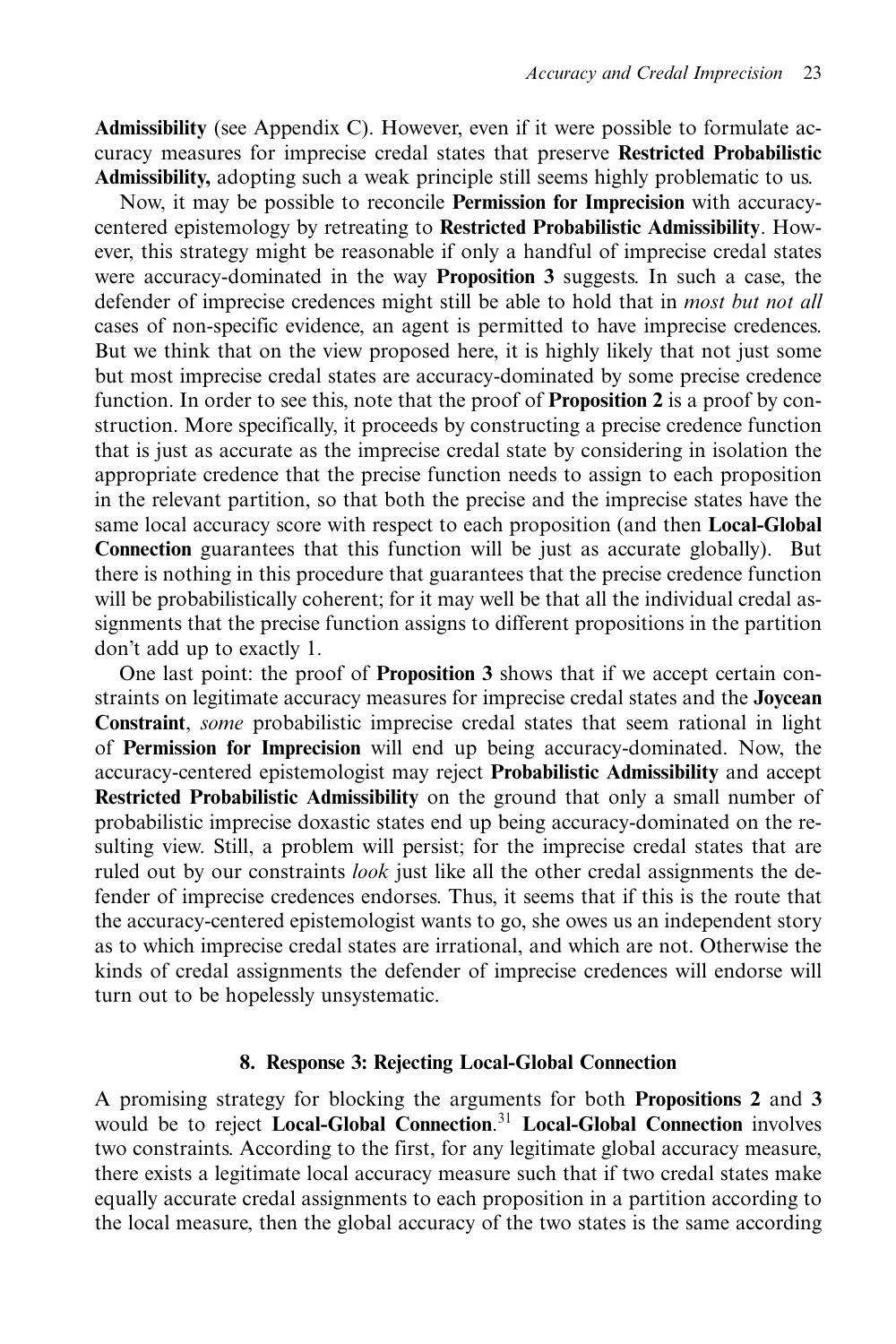**Admissibility** (see Appendix C). However, even if it were possible to formulate accuracy measures for imprecise credal states that preserve **Restricted Probabilistic Admissibility,** adopting such a weak principle still seems highly problematic to us.

Now, it may be possible to reconcile **Permission for Imprecision** with accuracy-centered epistemology by retreating to **Restricted Probabilistic Admissibility**. However, this strategy might be reasonable if only a handful of imprecise credal states were accuracy-dominated in the way **Proposition 3** suggests. In such a case, the defender of imprecise credences might still be able to hold that in *most but not all* cases of non-specific evidence, an agent is permitted to have imprecise credences. But we think that on the view proposed here, it is highly likely that not just some but most imprecise credal states are accuracy-dominated by some precise credence function. In order to see this, note that the proof of **Proposition 2** is a proof by construction. More specifically, it proceeds by constructing a precise credence function that is just as accurate as the imprecise credal state by considering in isolation the appropriate credence that the precise function needs to assign to each proposition in the relevant partition, so that both the precise and the imprecise states have the same local accuracy score with respect to each proposition (and then **Local-Global Connection** guarantees that this function will be just as accurate globally). But there is nothing in this procedure that guarantees that the precise credence function will be probabilistically coherent; for it may well be that all the individual credal assignments that the precise function assigns to different propositions in the partition don't add up to exactly 1.

One last point: the proof of **Proposition 3** shows that if we accept certain constraints on legitimate accuracy measures for imprecise credal states and the **Joycean Constraint**, *some* probabilistic imprecise credal states that seem rational in light of **Permission for Imprecision** will end up being accuracy-dominated. Now, the accuracy-centered epistemologist may reject **Probabilistic Admissibility** and accept **Restricted Probabilistic Admissibility** on the ground that only a small number of probabilistic imprecise doxastic states end up being accuracy-dominated on the resulting view. Still, a problem will persist; for the imprecise credal states that are ruled out by our constraints *look* just like all the other credal assignments the defender of imprecise credences endorses. Thus, it seems that if this is the route that the accuracy-centered epistemologist wants to go, she owes us an independent story as to which imprecise credal states are irrational, and which are not. Otherwise the kinds of credal assignments the defender of imprecise credences will endorse will turn out to be hopelessly unsystematic.

## 8. Response 3: Rejecting Local-Global Connection

A promising strategy for blocking the arguments for both **Propositions 2** and **3** would be to reject **Local-Global Connection**.[31] **Local-Global Connection** involves two constraints. According to the first, for any legitimate global accuracy measure, there exists a legitimate local accuracy measure such that if two credal states make equally accurate credal assignments to each proposition in a partition according to the local measure, then the global accuracy of the two states is the same according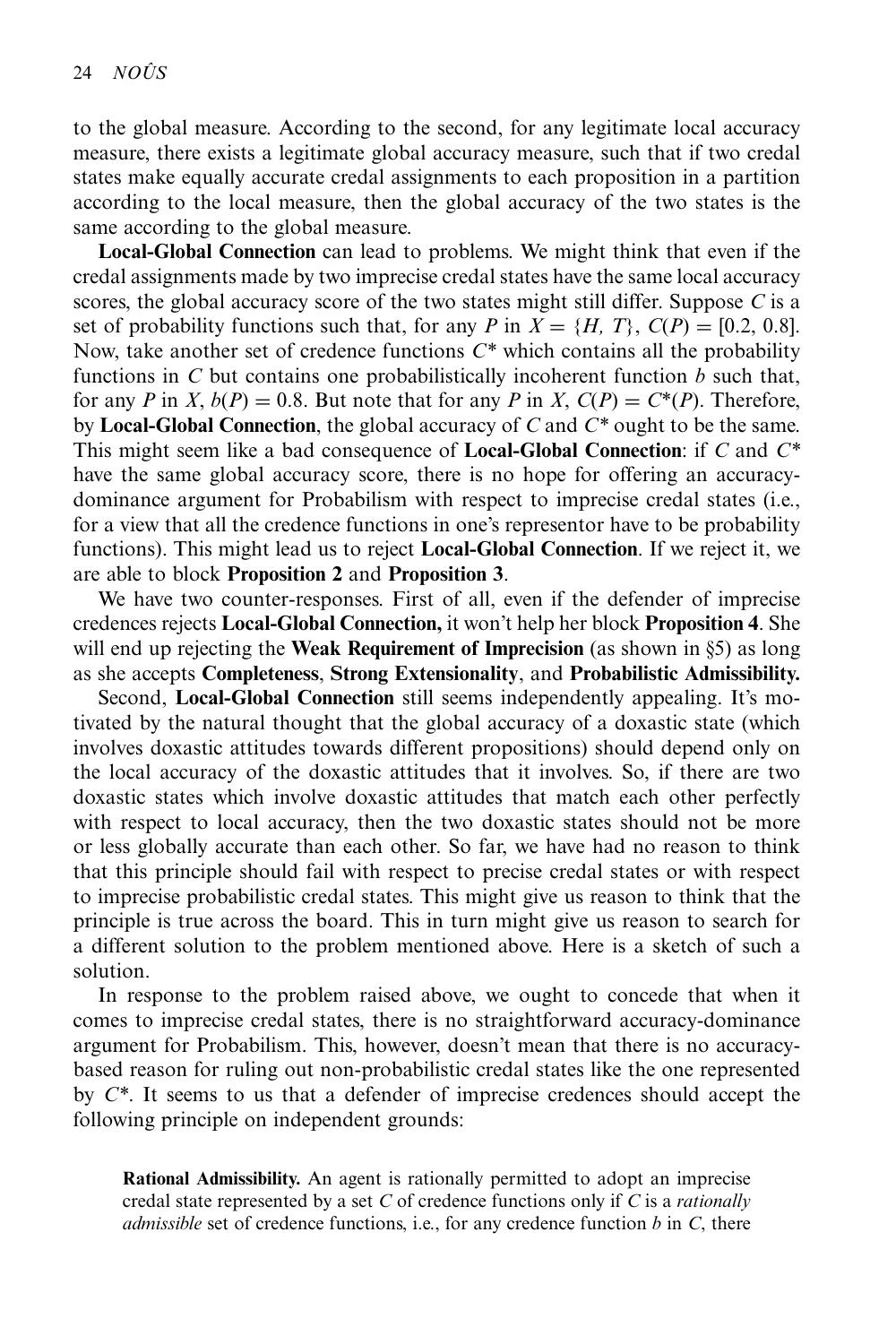to the global measure. According to the second, for any legitimate local accuracy measure, there exists a legitimate global accuracy measure, such that if two credal states make equally accurate credal assignments to each proposition in a partition according to the local measure, then the global accuracy of the two states is the same according to the global measure.

**Local-Global Connection** can lead to problems. We might think that even if the credal assignments made by two imprecise credal states have the same local accuracy scores, the global accuracy score of the two states might still differ. Suppose $C$ is a set of probability functions such that, for any $P$ in $X = \{H, T\}$, $C(P) = [0.2, 0.8]$. Now, take another set of credence functions $C^*$ which contains all the probability functions in $C$ but contains one probabilistically incoherent function $b$ such that, for any $P$ in $X$, $b(P) = 0.8$. But note that for any $P$ in $X$, $C(P) = C^*(P)$. Therefore, by **Local-Global Connection**, the global accuracy of $C$ and $C^*$ ought to be the same. This might seem like a bad consequence of **Local-Global Connection**: if $C$ and $C^*$ have the same global accuracy score, there is no hope for offering an accuracy-dominance argument for Probabilism with respect to imprecise credal states (i.e., for a view that all the credence functions in one's representor have to be probability functions). This might lead us to reject **Local-Global Connection**. If we reject it, we are able to block **Proposition 2** and **Proposition 3**.

We have two counter-responses. First of all, even if the defender of imprecise credences rejects **Local-Global Connection,** it won't help her block **Proposition 4**. She will end up rejecting the **Weak Requirement of Imprecision** (as shown in §5) as long as she accepts **Completeness**, **Strong Extensionality**, and **Probabilistic Admissibility.**

Second, **Local-Global Connection** still seems independently appealing. It's motivated by the natural thought that the global accuracy of a doxastic state (which involves doxastic attitudes towards different propositions) should depend only on the local accuracy of the doxastic attitudes that it involves. So, if there are two doxastic states which involve doxastic attitudes that match each other perfectly with respect to local accuracy, then the two doxastic states should not be more or less globally accurate than each other. So far, we have had no reason to think that this principle should fail with respect to precise credal states or with respect to imprecise probabilistic credal states. This might give us reason to think that the principle is true across the board. This in turn might give us reason to search for a different solution to the problem mentioned above. Here is a sketch of such a solution.

In response to the problem raised above, we ought to concede that when it comes to imprecise credal states, there is no straightforward accuracy-dominance argument for Probabilism. This, however, doesn't mean that there is no accuracy-based reason for ruling out non-probabilistic credal states like the one represented by $C^*$. It seems to us that a defender of imprecise credences should accept the following principle on independent grounds:

> **Rational Admissibility.** An agent is rationally permitted to adopt an imprecise credal state represented by a set $C$ of credence functions only if $C$ is a *rationally admissible* set of credence functions, i.e., for any credence function $b$ in $C$, there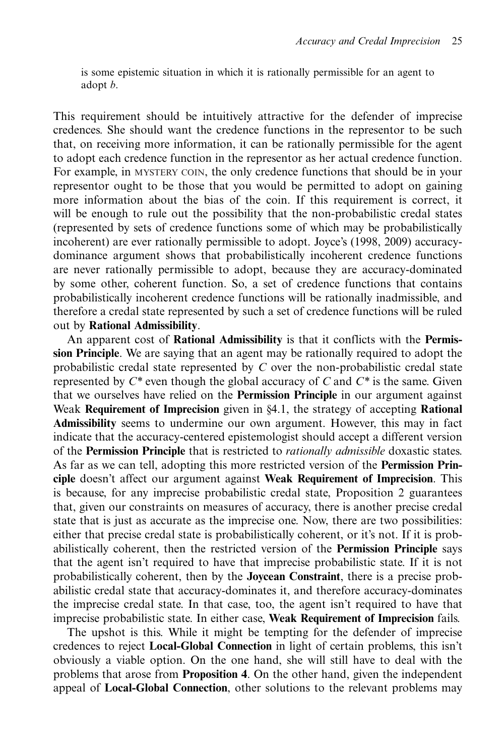is some epistemic situation in which it is rationally permissible for an agent to adopt *b*.

This requirement should be intuitively attractive for the defender of imprecise credences. She should want the credence functions in the representor to be such that, on receiving more information, it can be rationally permissible for the agent to adopt each credence function in the representor as her actual credence function. For example, in MYSTERY COIN, the only credence functions that should be in your representor ought to be those that you would be permitted to adopt on gaining more information about the bias of the coin. If this requirement is correct, it will be enough to rule out the possibility that the non-probabilistic credal states (represented by sets of credence functions some of which may be probabilistically incoherent) are ever rationally permissible to adopt. Joyce's (1998, 2009) accuracy-dominance argument shows that probabilistically incoherent credence functions are never rationally permissible to adopt, because they are accuracy-dominated by some other, coherent function. So, a set of credence functions that contains probabilistically incoherent credence functions will be rationally inadmissible, and therefore a credal state represented by such a set of credence functions will be ruled out by **Rational Admissibility**.

An apparent cost of **Rational Admissibility** is that it conflicts with the **Permission Principle**. We are saying that an agent may be rationally required to adopt the probabilistic credal state represented by $C$ over the non-probabilistic credal state represented by $C^*$ even though the global accuracy of $C$ and $C^*$ is the same. Given that we ourselves have relied on the **Permission Principle** in our argument against Weak **Requirement of Imprecision** given in §4.1, the strategy of accepting **Rational Admissibility** seems to undermine our own argument. However, this may in fact indicate that the accuracy-centered epistemologist should accept a different version of the **Permission Principle** that is restricted to *rationally admissible* doxastic states. As far as we can tell, adopting this more restricted version of the **Permission Principle** doesn't affect our argument against **Weak Requirement of Imprecision**. This is because, for any imprecise probabilistic credal state, Proposition 2 guarantees that, given our constraints on measures of accuracy, there is another precise credal state that is just as accurate as the imprecise one. Now, there are two possibilities: either that precise credal state is probabilistically coherent, or it's not. If it is probabilistically coherent, then the restricted version of the **Permission Principle** says that the agent isn't required to have that imprecise probabilistic state. If it is not probabilistically coherent, then by the **Joycean Constraint**, there is a precise probabilistic credal state that accuracy-dominates it, and therefore accuracy-dominates the imprecise credal state. In that case, too, the agent isn't required to have that imprecise probabilistic state. In either case, **Weak Requirement of Imprecision** fails.

The upshot is this. While it might be tempting for the defender of imprecise credences to reject **Local-Global Connection** in light of certain problems, this isn't obviously a viable option. On the one hand, she will still have to deal with the problems that arose from **Proposition 4**. On the other hand, given the independent appeal of **Local-Global Connection**, other solutions to the relevant problems may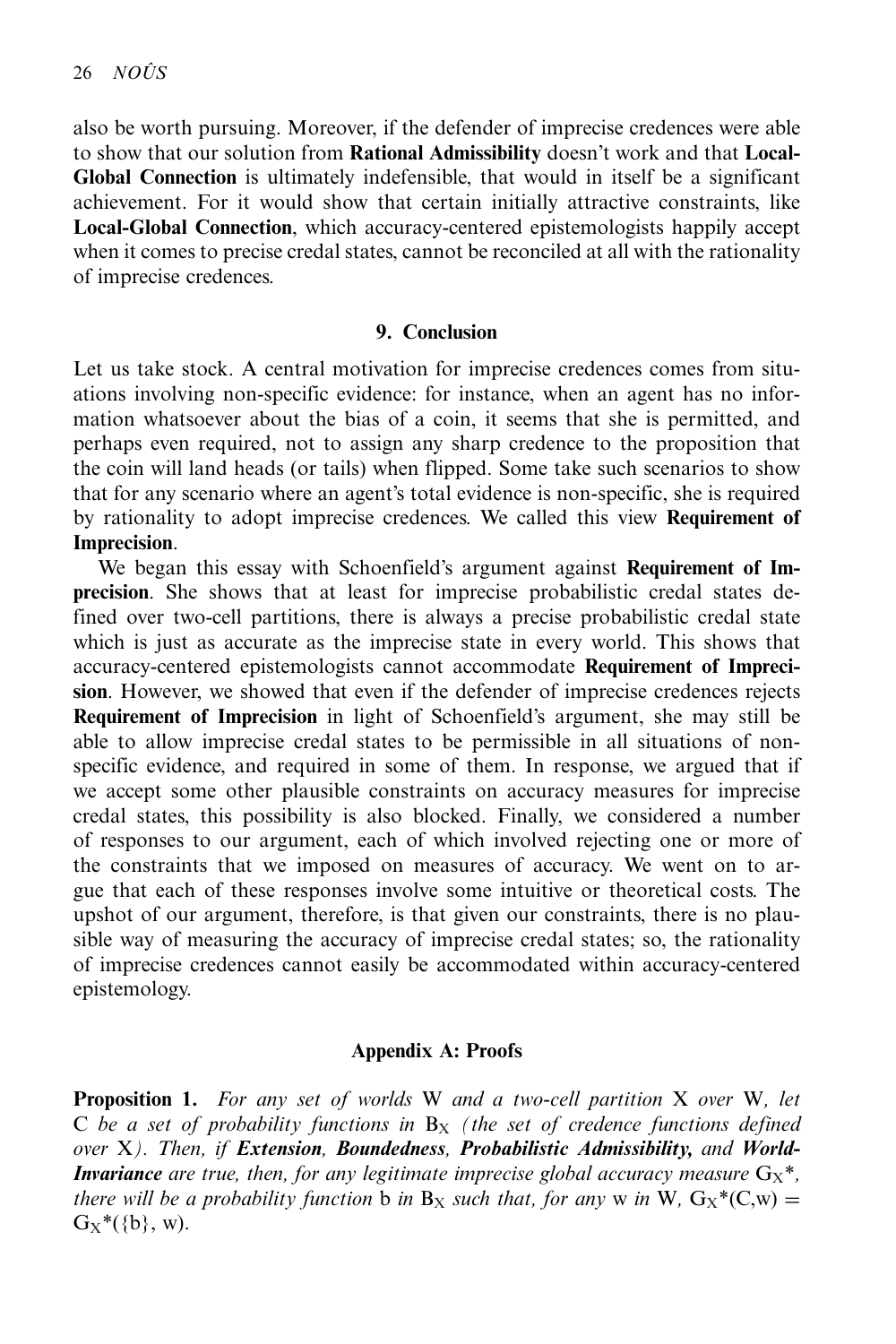also be worth pursuing. Moreover, if the defender of imprecise credences were able to show that our solution from **Rational Admissibility** doesn't work and that **Local-Global Connection** is ultimately indefensible, that would in itself be a significant achievement. For it would show that certain initially attractive constraints, like **Local-Global Connection**, which accuracy-centered epistemologists happily accept when it comes to precise credal states, cannot be reconciled at all with the rationality of imprecise credences.

## 9. Conclusion

Let us take stock. A central motivation for imprecise credences comes from situations involving non-specific evidence: for instance, when an agent has no information whatsoever about the bias of a coin, it seems that she is permitted, and perhaps even required, not to assign any sharp credence to the proposition that the coin will land heads (or tails) when flipped. Some take such scenarios to show that for any scenario where an agent's total evidence is non-specific, she is required by rationality to adopt imprecise credences. We called this view **Requirement of Imprecision**.

We began this essay with Schoenfield's argument against **Requirement of Imprecision**. She shows that at least for imprecise probabilistic credal states defined over two-cell partitions, there is always a precise probabilistic credal state which is just as accurate as the imprecise state in every world. This shows that accuracy-centered epistemologists cannot accommodate **Requirement of Imprecision**. However, we showed that even if the defender of imprecise credences rejects **Requirement of Imprecision** in light of Schoenfield's argument, she may still be able to allow imprecise credal states to be permissible in all situations of non-specific evidence, and required in some of them. In response, we argued that if we accept some other plausible constraints on accuracy measures for imprecise credal states, this possibility is also blocked. Finally, we considered a number of responses to our argument, each of which involved rejecting one or more of the constraints that we imposed on measures of accuracy. We went on to argue that each of these responses involve some intuitive or theoretical costs. The upshot of our argument, therefore, is that given our constraints, there is no plausible way of measuring the accuracy of imprecise credal states; so, the rationality of imprecise credences cannot easily be accommodated within accuracy-centered epistemology.

## Appendix A: Proofs

**Proposition 1.** *For any set of worlds* W *and a two-cell partition* X *over* W*, let* C *be a set of probability functions in* $B_X$ *(the set of credence functions defined over* X*). Then, if **Extension**, **Boundedness**, **Probabilistic Admissibility,** and **World-Invariance** are true, then, for any legitimate imprecise global accuracy measure* $G_X$\**, there will be a probability function* b *in* $B_X$ *such that, for any* w *in* W*,* $G_X^*(C,w) = G_X^*(\{b\}, w)$.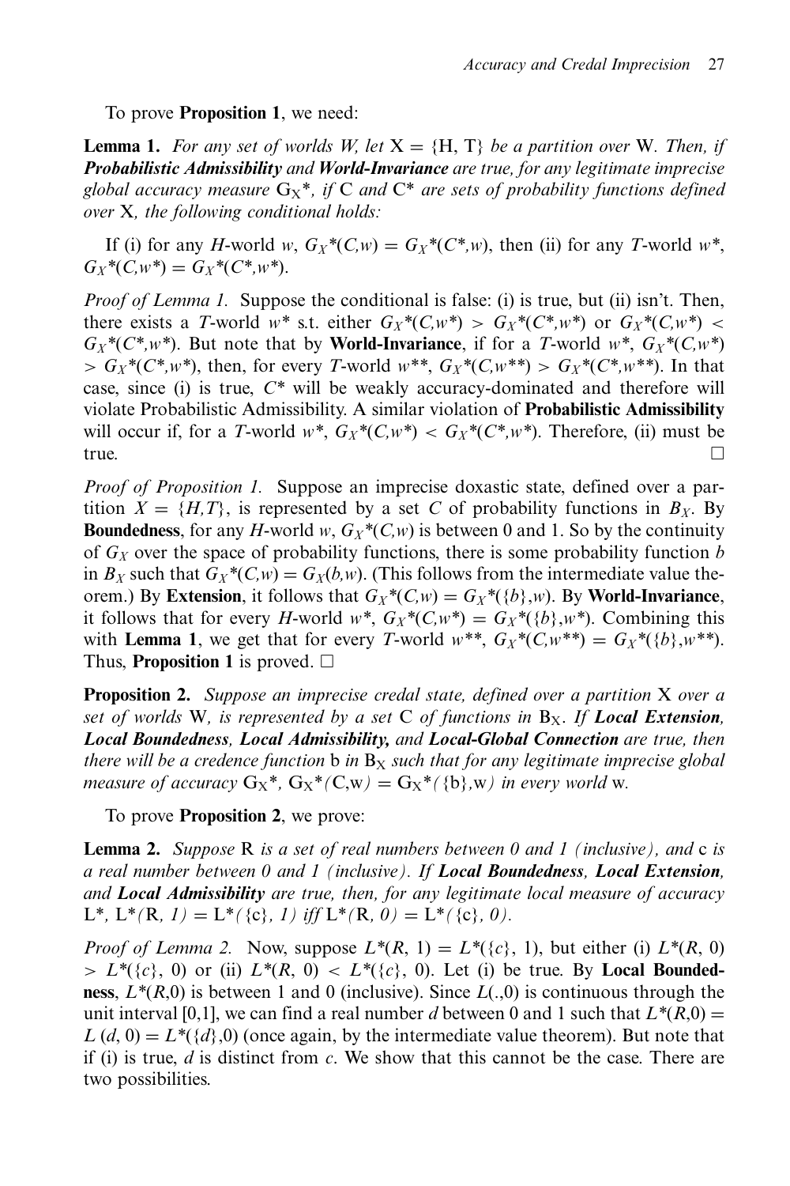To prove **Proposition 1**, we need:

**Lemma 1.** *For any set of worlds* W*, let* X = {H, T} *be a partition over* W*. Then, if* ***Probabilistic Admissibility*** *and* ***World-Invariance*** *are true, for any legitimate imprecise global accuracy measure* $G_X$*, *if* C *and* C* *are sets of probability functions defined over* X*, the following conditional holds:*

If (i) for any *H*-world *w*, $G_X$*(*C,w*) = $G_X$*(*C*,w*), then (ii) for any *T*-world *w**, $G_X$*(*C,w**) = $G_X$*(*C*,w**).

*Proof of Lemma 1.* Suppose the conditional is false: (i) is true, but (ii) isn't. Then, there exists a *T*-world *w** s.t. either $G_X$*(*C,w**) > $G_X$*(*C*,w**) or $G_X$*(*C,w**) < $G_X$*(*C*,w**). But note that by **World-Invariance**, if for a *T*-world *w**, $G_X$*(*C,w**) > $G_X$*(*C*,w**), then, for every *T*-world *w***, $G_X$*(*C,w***) > $G_X$*(*C*,w***). In that case, since (i) is true, *C** will be weakly accuracy-dominated and therefore will violate Probabilistic Admissibility. A similar violation of **Probabilistic Admissibility** will occur if, for a *T*-world *w**, $G_X$*(*C,w**) < $G_X$*(*C*,w**). Therefore, (ii) must be true. □

*Proof of Proposition 1.* Suppose an imprecise doxastic state, defined over a partition $X = \{H,T\}$, is represented by a set *C* of probability functions in $B_X$. By **Boundedness**, for any *H*-world *w*, $G_X$*(*C,w*) is between 0 and 1. So by the continuity of $G_X$ over the space of probability functions, there is some probability function *b* in $B_X$ such that $G_X$*(*C,w*) = $G_X$(*b,w*). (This follows from the intermediate value theorem.) By **Extension**, it follows that $G_X$*(*C,w*) = $G_X$*({*b*},*w*). By **World-Invariance**, it follows that for every *H*-world *w**, $G_X$*(*C,w**) = $G_X$*({*b*},*w**). Combining this with **Lemma 1**, we get that for every *T*-world *w***, $G_X$*(*C,w***) = $G_X$*({*b*},*w***). Thus, **Proposition 1** is proved. □

**Proposition 2.** *Suppose an imprecise credal state, defined over a partition* X *over a set of worlds* W*, is represented by a set* C *of functions in* $B_X$*. If* ***Local Extension****,* ***Local Boundedness****,* ***Local Admissibility,*** *and* ***Local-Global Connection*** *are true, then there will be a credence function* b *in* $B_X$ *such that for any legitimate imprecise global measure of accuracy* $G_X$*, $G_X$*(C,w) = $G_X$*({b},w) *in every world* w*.*

To prove **Proposition 2**, we prove:

**Lemma 2.** *Suppose* R *is a set of real numbers between 0 and 1 (inclusive), and* c *is a real number between 0 and 1 (inclusive). If* ***Local Boundedness****,* ***Local Extension****, and* ***Local Admissibility*** *are true, then, for any legitimate local measure of accuracy* L*, L*(R, 1) = L*({c}, 1) *iff* L*(R, 0) = L*({c}, 0)*.*

*Proof of Lemma 2.* Now, suppose *L**(*R*, 1) = *L**({*c*}, 1), but either (i) *L**(*R*, 0) > *L**({*c*}, 0) or (ii) *L**(*R*, 0) < *L**({*c*}, 0). Let (i) be true. By **Local Boundedness**, *L**(*R*,0) is between 1 and 0 (inclusive). Since *L*(.,0) is continuous through the unit interval [0,1], we can find a real number *d* between 0 and 1 such that *L**(*R*,0) = *L* (*d*, 0) = *L**({*d*},0) (once again, by the intermediate value theorem). But note that if (i) is true, *d* is distinct from *c*. We show that this cannot be the case. There are two possibilities.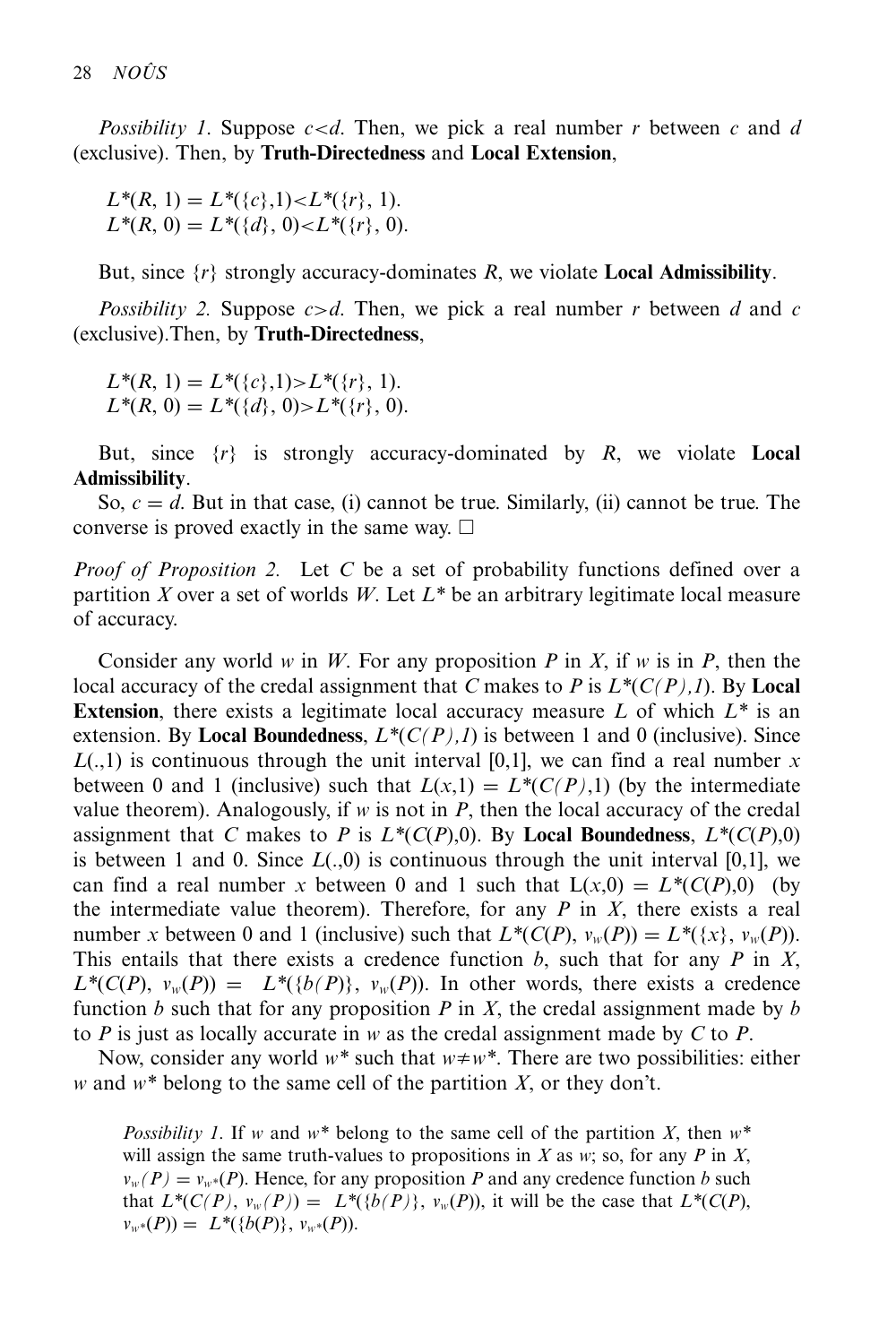*Possibility 1*. Suppose $c<d$. Then, we pick a real number $r$ between $c$ and $d$ (exclusive). Then, by **Truth-Directedness** and **Local Extension**,

$L^*(R, 1) = L^*(\{c\},1) < L^*(\{r\}, 1)$.
$L^*(R, 0) = L^*(\{d\}, 0) < L^*(\{r\}, 0)$.

But, since $\{r\}$ strongly accuracy-dominates $R$, we violate **Local Admissibility**.

*Possibility 2*. Suppose $c>d$. Then, we pick a real number $r$ between $d$ and $c$ (exclusive). Then, by **Truth-Directedness**,

$L^*(R, 1) = L^*(\{c\},1) > L^*(\{r\}, 1)$.
$L^*(R, 0) = L^*(\{d\}, 0) > L^*(\{r\}, 0)$.

But, since $\{r\}$ is strongly accuracy-dominated by $R$, we violate **Local Admissibility**.

So, $c = d$. But in that case, (i) cannot be true. Similarly, (ii) cannot be true. The converse is proved exactly in the same way. □

*Proof of Proposition 2*. Let $C$ be a set of probability functions defined over a partition $X$ over a set of worlds $W$. Let $L^*$ be an arbitrary legitimate local measure of accuracy.

Consider any world $w$ in $W$. For any proposition $P$ in $X$, if $w$ is in $P$, then the local accuracy of the credal assignment that $C$ makes to $P$ is $L^*(C(P),1)$. By **Local Extension**, there exists a legitimate local accuracy measure $L$ of which $L^*$ is an extension. By **Local Boundedness**, $L^*(C(P),1)$ is between 1 and 0 (inclusive). Since $L(.,1)$ is continuous through the unit interval [0,1], we can find a real number $x$ between 0 and 1 (inclusive) such that $L(x,1) = L^*(C(P),1)$ (by the intermediate value theorem). Analogously, if $w$ is not in $P$, then the local accuracy of the credal assignment that $C$ makes to $P$ is $L^*(C(P),0)$. By **Local Boundedness**, $L^*(C(P),0)$ is between 1 and 0. Since $L(.,0)$ is continuous through the unit interval [0,1], we can find a real number $x$ between 0 and 1 such that $L(x,0) = L^*(C(P),0)$ (by the intermediate value theorem). Therefore, for any $P$ in $X$, there exists a real number $x$ between 0 and 1 (inclusive) such that $L^*(C(P), v_w(P)) = L^*(\{x\}, v_w(P))$. This entails that there exists a credence function $b$, such that for any $P$ in $X$, $L^*(C(P), v_w(P)) = L^*(\{b(P)\}, v_w(P))$. In other words, there exists a credence function $b$ such that for any proposition $P$ in $X$, the credal assignment made by $b$ to $P$ is just as locally accurate in $w$ as the credal assignment made by $C$ to $P$.

Now, consider any world $w^*$ such that $w \neq w^*$. There are two possibilities: either $w$ and $w^*$ belong to the same cell of the partition $X$, or they don't.

> *Possibility 1*. If $w$ and $w^*$ belong to the same cell of the partition $X$, then $w^*$ will assign the same truth-values to propositions in $X$ as $w$; so, for any $P$ in $X$, $v_w(P) = v_{w^*}(P)$. Hence, for any proposition $P$ and any credence function $b$ such that $L^*(C(P), v_w(P)) = L^*(\{b(P)\}, v_w(P))$, it will be the case that $L^*(C(P), v_{w^*}(P)) = L^*(\{b(P)\}, v_{w^*}(P))$.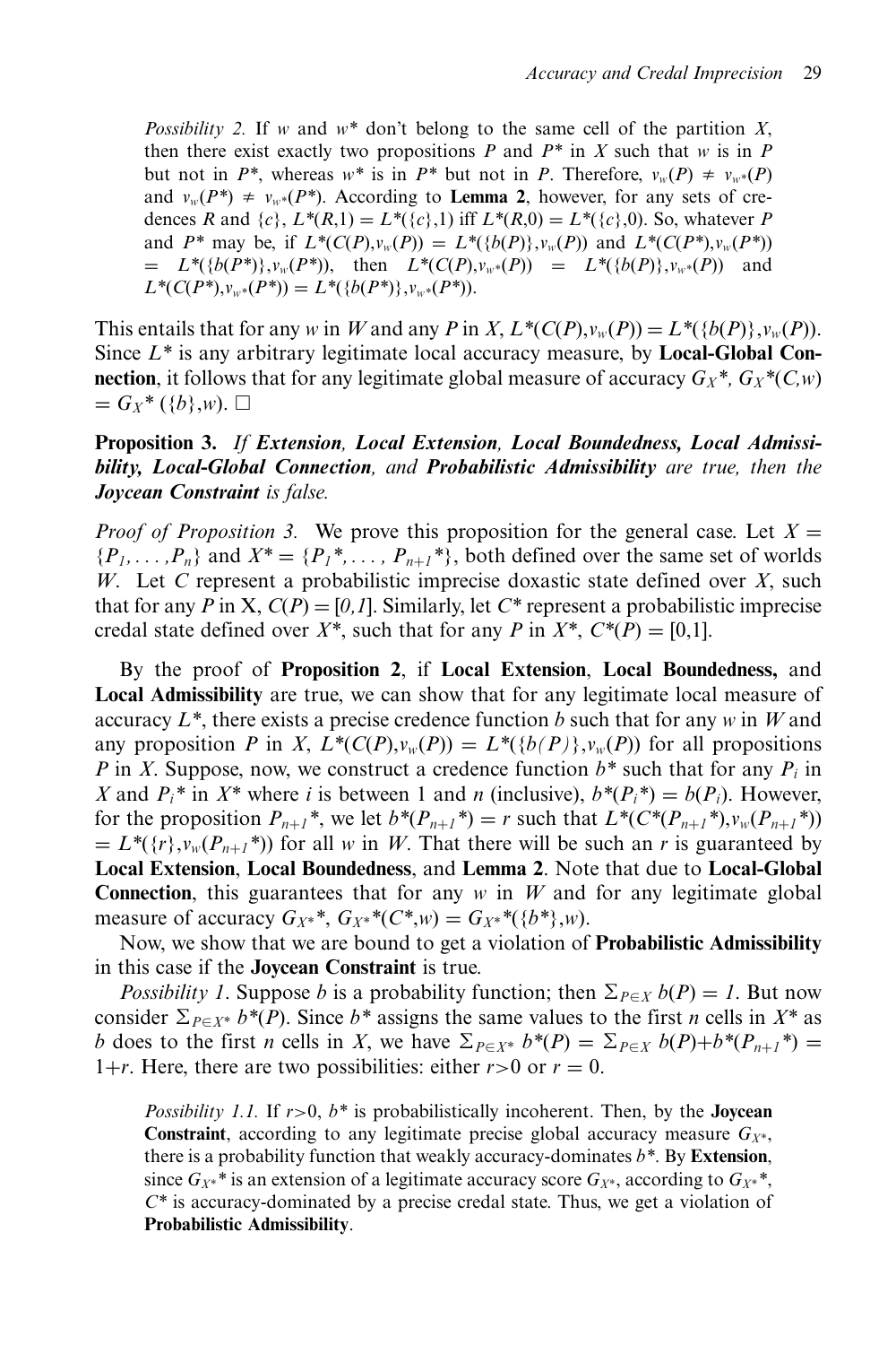*Possibility 2.* If $w$ and $w^*$ don't belong to the same cell of the partition $X$, then there exist exactly two propositions $P$ and $P^*$ in $X$ such that $w$ is in $P$ but not in $P^*$, whereas $w^*$ is in $P^*$ but not in $P$. Therefore, $v_w(P) \neq v_{w^*}(P)$ and $v_w(P^*) \neq v_{w^*}(P^*)$. According to **Lemma 2**, however, for any sets of credences $R$ and $\{c\}$, $L^*(R,1) = L^*(\{c\},1)$ iff $L^*(R,0) = L^*(\{c\},0)$. So, whatever $P$ and $P^*$ may be, if $L^*(C(P),v_w(P)) = L^*(\{b(P)\},v_w(P))$ and $L^*(C(P^*),v_w(P^*)) = L^*(\{b(P^*)\},v_w(P^*))$, then $L^*(C(P),v_{w^*}(P)) = L^*(\{b(P)\},v_{w^*}(P))$ and $L^*(C(P^*),v_{w^*}(P^*)) = L^*(\{b(P^*)\},v_{w^*}(P^*))$.

This entails that for any $w$ in $W$ and any $P$ in $X$, $L^*(C(P),v_w(P)) = L^*(\{b(P)\},v_w(P))$. Since $L^*$ is any arbitrary legitimate local accuracy measure, by **Local-Global Connection**, it follows that for any legitimate global measure of accuracy $G_X^*$, $G_X^*(C,w) = G_X^*(\{b\},w)$. □

**Proposition 3.** *If **Extension**, **Local Extension**, **Local Boundedness, Local Admissibility, Local-Global Connection**, and **Probabilistic Admissibility** are true, then the **Joycean Constraint** is false.*

*Proof of Proposition 3.* We prove this proposition for the general case. Let $X = \{P_1, \ldots, P_n\}$ and $X^* = \{P_1^*, \ldots, P_{n+1}^*\}$, both defined over the same set of worlds $W$. Let $C$ represent a probabilistic imprecise doxastic state defined over $X$, such that for any $P$ in X, $C(P) = [0,1]$. Similarly, let $C^*$ represent a probabilistic imprecise credal state defined over $X^*$, such that for any $P$ in $X^*$, $C^*(P) = [0,1]$.

By the proof of **Proposition 2**, if **Local Extension**, **Local Boundedness,** and **Local Admissibility** are true, we can show that for any legitimate local measure of accuracy $L^*$, there exists a precise credence function $b$ such that for any $w$ in $W$ and any proposition $P$ in $X$, $L^*(C(P),v_w(P)) = L^*(\{b(P)\},v_w(P))$ for all propositions $P$ in $X$. Suppose, now, we construct a credence function $b^*$ such that for any $P_i$ in $X$ and $P_i^*$ in $X^*$ where $i$ is between 1 and $n$ (inclusive), $b^*(P_i^*) = b(P_i)$. However, for the proposition $P_{n+1}^*$, we let $b^*(P_{n+1}^*) = r$ such that $L^*(C^*(P_{n+1}^*),v_w(P_{n+1}^*)) = L^*(\{r\},v_w(P_{n+1}^*))$ for all $w$ in $W$. That there will be such an $r$ is guaranteed by **Local Extension**, **Local Boundedness**, and **Lemma 2**. Note that due to **Local-Global Connection**, this guarantees that for any $w$ in $W$ and for any legitimate global measure of accuracy $G_{X^*}^*$, $G_{X^*}^*(C^*,w) = G_{X^*}^*(\{b^*\},w)$.

Now, we show that we are bound to get a violation of **Probabilistic Admissibility** in this case if the **Joycean Constraint** is true.

*Possibility 1*. Suppose $b$ is a probability function; then $\Sigma_{P \in X}\, b(P) = 1$. But now consider $\Sigma_{P \in X^*}\, b^*(P)$. Since $b^*$ assigns the same values to the first $n$ cells in $X^*$ as $b$ does to the first $n$ cells in $X$, we have $\Sigma_{P \in X^*}\, b^*(P) = \Sigma_{P \in X}\, b(P) + b^*(P_{n+1}^*) = 1+r$. Here, there are two possibilities: either $r>0$ or $r = 0$.

*Possibility 1.1.* If $r>0$, $b^*$ is probabilistically incoherent. Then, by the **Joycean Constraint**, according to any legitimate precise global accuracy measure $G_{X^*}$, there is a probability function that weakly accuracy-dominates $b^*$. By **Extension**, since $G_{X^*}^*$ is an extension of a legitimate accuracy score $G_{X^*}$, according to $G_{X^*}^*$, $C^*$ is accuracy-dominated by a precise credal state. Thus, we get a violation of **Probabilistic Admissibility**.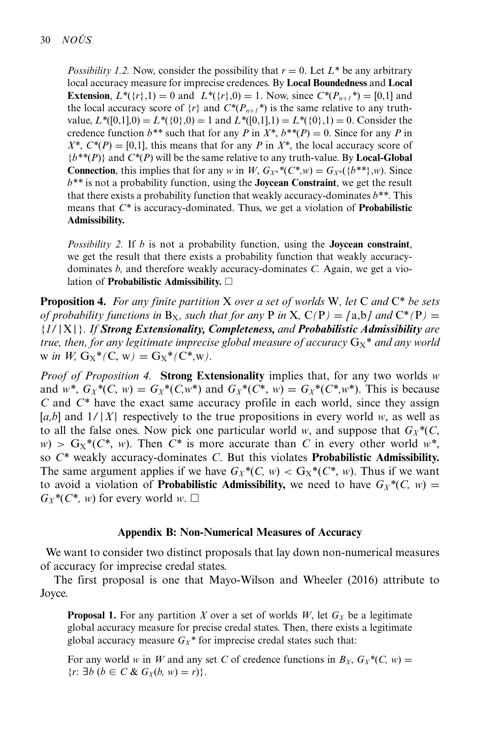*Possibility 1.2.* Now, consider the possibility that $r = 0$. Let $L^*$ be any arbitrary local accuracy measure for imprecise credences. By **Local Boundedness** and **Local Extension**, $L^*(\{r\},1) = 0$ and $L^*(\{r\},0) = 1$. Now, since $C^*(P_{n+1}^*) = [0,1]$ and the local accuracy score of $\{r\}$ and $C^*(P_{n+1}^*)$ is the same relative to any truth-value, $L^*([0,1],0) = L^*(\{0\},0) = 1$ and $L^*([0,1],1) = L^*(\{0\},1) = 0$. Consider the credence function $b^{**}$ such that for any $P$ in $X^*$, $b^{**}(P) = 0$. Since for any $P$ in $X^*$, $C^*(P) = [0,1]$, this means that for any $P$ in $X^*$, the local accuracy score of $\{b^{**}(P)\}$ and $C^*(P)$ will be the same relative to any truth-value. By **Local-Global Connection**, this implies that for any $w$ in $W$, $G_{X^*}{}^*(C^*,w) = G_{X^*}(\{b^{**}\},w)$. Since $b^{**}$ is not a probability function, using the **Joycean Constraint**, we get the result that there exists a probability function that weakly accuracy-dominates $b^{**}$. This means that $C^*$ is accuracy-dominated. Thus, we get a violation of **Probabilistic Admissibility.**

*Possibility 2.* If $b$ is not a probability function, using the **Joycean constraint**, we get the result that there exists a probability function that weakly accuracy-dominates $b$, and therefore weakly accuracy-dominates $C$. Again, we get a violation of **Probabilistic Admissibility.** □

**Proposition 4.** *For any finite partition* X *over a set of worlds* W, *let* C *and* C* *be sets of probability functions in* $B_X$, *such that for any* P *in* X, C(P) = [a,b] *and* C*(P) = $\{1/|X|\}$. *If **Strong Extensionality, Completeness,** and **Probabilistic Admissibility** are true, then, for any legitimate imprecise global measure of accuracy* $G_X{}^*$ *and any world* w *in* W, $G_X{}^*(C, w) = G_X{}^*(C^*, w)$.

*Proof of Proposition 4.* **Strong Extensionality** implies that, for any two worlds $w$ and $w^*$, $G_X{}^*(C, w) = G_X{}^*(C,w^*)$ and $G_X{}^*(C^*, w) = G_X{}^*(C^*,w^*)$. This is because $C$ and $C^*$ have the exact same accuracy profile in each world, since they assign $[a,b]$ and $1/|X|$ respectively to the true propositions in every world $w$, as well as to all the false ones. Now pick one particular world $w$, and suppose that $G_X{}^*(C, w) > G_X{}^*(C^*, w)$. Then $C^*$ is more accurate than $C$ in every other world $w^*$, so $C^*$ weakly accuracy-dominates $C$. But this violates **Probabilistic Admissibility.** The same argument applies if we have $G_X{}^*(C, w) < G_X{}^*(C^*, w)$. Thus if we want to avoid a violation of **Probabilistic Admissibility,** we need to have $G_X{}^*(C, w) = G_X{}^*(C^*, w)$ for every world $w$. □

## Appendix B: Non-Numerical Measures of Accuracy

We want to consider two distinct proposals that lay down non-numerical measures of accuracy for imprecise credal states.

The first proposal is one that Mayo-Wilson and Wheeler (2016) attribute to Joyce.

**Proposal 1.** For any partition $X$ over a set of worlds $W$, let $G_X$ be a legitimate global accuracy measure for precise credal states. Then, there exists a legitimate global accuracy measure $G_X{}^*$ for imprecise credal states such that:

For any world $w$ in $W$ and any set $C$ of credence functions in $B_X$, $G_X{}^*(C, w) = \{r\colon \exists b\ (b \in C \ \&\ G_X(b, w) = r)\}$.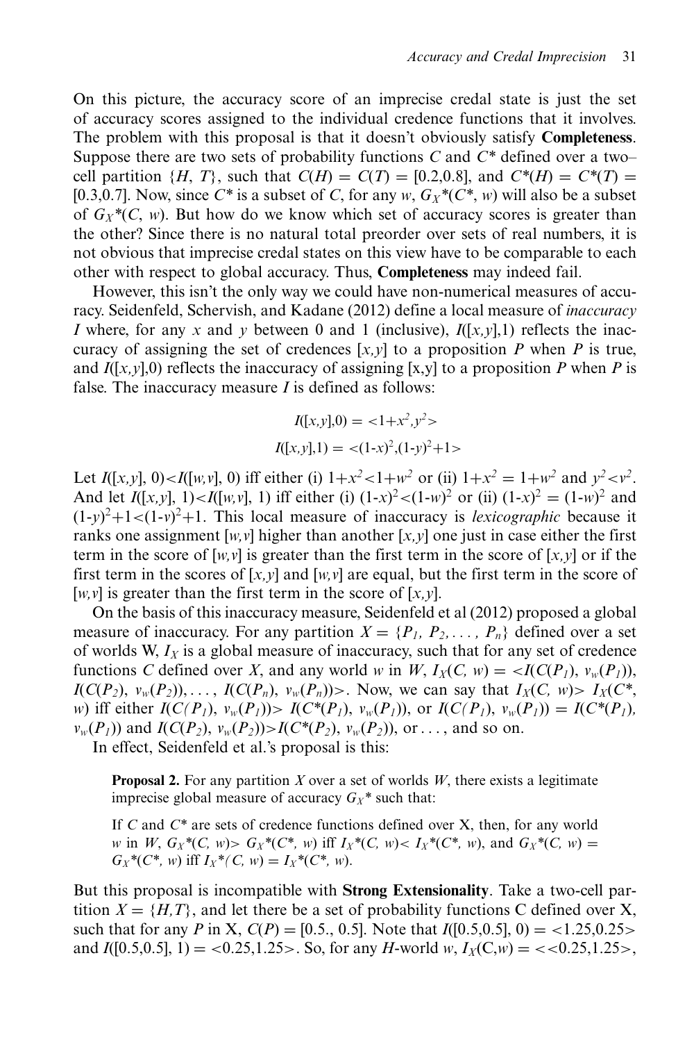On this picture, the accuracy score of an imprecise credal state is just the set of accuracy scores assigned to the individual credence functions that it involves. The problem with this proposal is that it doesn't obviously satisfy **Completeness**. Suppose there are two sets of probability functions $C$ and $C^*$ defined over a two–cell partition $\{H, T\}$, such that $C(H) = C(T) = [0.2,0.8]$, and $C^*(H) = C^*(T) = [0.3,0.7]$. Now, since $C^*$ is a subset of $C$, for any $w$, $G_X^*(C^*, w)$ will also be a subset of $G_X^*(C, w)$. But how do we know which set of accuracy scores is greater than the other? Since there is no natural total preorder over sets of real numbers, it is not obvious that imprecise credal states on this view have to be comparable to each other with respect to global accuracy. Thus, **Completeness** may indeed fail.

However, this isn't the only way we could have non-numerical measures of accuracy. Seidenfeld, Schervish, and Kadane (2012) define a local measure of *inaccuracy* $I$ where, for any $x$ and $y$ between 0 and 1 (inclusive), $I([x,y],1)$ reflects the inaccuracy of assigning the set of credences $[x,y]$ to a proposition $P$ when $P$ is true, and $I([x,y],0)$ reflects the inaccuracy of assigning [x,y] to a proposition $P$ when $P$ is false. The inaccuracy measure $I$ is defined as follows:

$$I([x,y],0) = <1+x^2,y^2>$$

$$I([x,y],1) = <(1\text{-}x)^2,(1\text{-}y)^2+1>$$

Let $I([x,y], 0)<I([w,v], 0)$ iff either (i) $1+x^2<1+w^2$ or (ii) $1+x^2 = 1+w^2$ and $y^2<v^2$. And let $I([x,y], 1)<I([w,v], 1)$ iff either (i) $(1\text{-}x)^2<(1\text{-}w)^2$ or (ii) $(1\text{-}x)^2 = (1\text{-}w)^2$ and $(1\text{-}y)^2+1<(1\text{-}v)^2+1$. This local measure of inaccuracy is *lexicographic* because it ranks one assignment $[w,v]$ higher than another $[x,y]$ one just in case either the first term in the score of $[w,v]$ is greater than the first term in the score of $[x,y]$ or if the first term in the scores of $[x,y]$ and $[w,v]$ are equal, but the first term in the score of $[w,v]$ is greater than the first term in the score of $[x,y]$.

On the basis of this inaccuracy measure, Seidenfeld et al (2012) proposed a global measure of inaccuracy. For any partition $X = \{P_1, P_2, \ldots, P_n\}$ defined over a set of worlds W, $I_X$ is a global measure of inaccuracy, such that for any set of credence functions $C$ defined over $X$, and any world $w$ in $W$, $I_X(C, w) = <I(C(P_1), v_w(P_1)), I(C(P_2), v_w(P_2)), \ldots, I(C(P_n), v_w(P_n))>$. Now, we can say that $I_X(C, w)> I_X(C^*, w)$ iff either $I(C(P_1), v_w(P_1))> I(C^*(P_1), v_w(P_1))$, or $I(C(P_1), v_w(P_1)) = I(C^*(P_1), v_w(P_1))$ and $I(C(P_2), v_w(P_2))>I(C^*(P_2), v_w(P_2))$, or . . . , and so on.

In effect, Seidenfeld et al.'s proposal is this:

> **Proposal 2.** For any partition $X$ over a set of worlds $W$, there exists a legitimate imprecise global measure of accuracy $G_X^*$ such that:
>
> If $C$ and $C^*$ are sets of credence functions defined over X, then, for any world $w$ in $W$, $G_X^*(C, w)> G_X^*(C^*, w)$ iff $I_X^*(C, w)< I_X^*(C^*, w)$, and $G_X^*(C, w) = G_X^*(C^*, w)$ iff $I_X^*(C, w) = I_X^*(C^*, w)$.

But this proposal is incompatible with **Strong Extensionality**. Take a two-cell partition $X = \{H,T\}$, and let there be a set of probability functions C defined over X, such that for any $P$ in X, $C(P) = [0.5., 0.5]$. Note that $I([0.5,0.5], 0) = <1.25,0.25>$ and $I([0.5,0.5], 1) = <0.25,1.25>$. So, for any $H$-world $w$, $I_X(C,w) = <<0.25,1.25>,$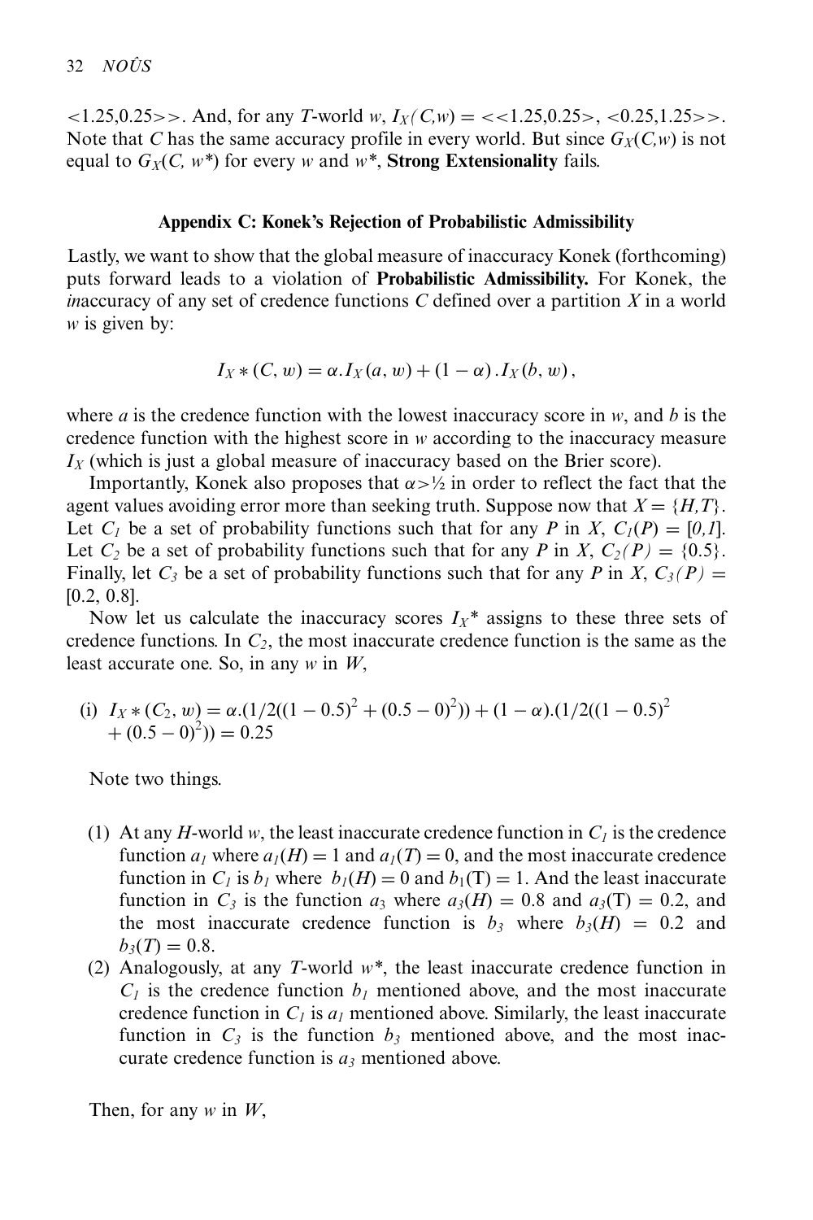$<1.25,0.25>>$. And, for any $T$-world $w$, $I_X(C,w) = <<1.25,0.25>, <0.25,1.25>>$. Note that $C$ has the same accuracy profile in every world. But since $G_X(C,w)$ is not equal to $G_X(C, w^*)$ for every $w$ and $w^*$, **Strong Extensionality** fails.

## Appendix C: Konek's Rejection of Probabilistic Admissibility

Lastly, we want to show that the global measure of inaccuracy Konek (forthcoming) puts forward leads to a violation of **Probabilistic Admissibility.** For Konek, the *in*accuracy of any set of credence functions $C$ defined over a partition $X$ in a world $w$ is given by:

$$I_X * (C, w) = \alpha . I_X(a, w) + (1 - \alpha) . I_X(b, w),$$

where $a$ is the credence function with the lowest inaccuracy score in $w$, and $b$ is the credence function with the highest score in $w$ according to the inaccuracy measure $I_X$ (which is just a global measure of inaccuracy based on the Brier score).

Importantly, Konek also proposes that $\alpha > ½$ in order to reflect the fact that the agent values avoiding error more than seeking truth. Suppose now that $X = \{H,T\}$. Let $C_1$ be a set of probability functions such that for any $P$ in $X$, $C_1(P) = [0,1]$. Let $C_2$ be a set of probability functions such that for any $P$ in $X$, $C_2(P) = \{0.5\}$. Finally, let $C_3$ be a set of probability functions such that for any $P$ in $X$, $C_3(P) = [0.2, 0.8]$.

Now let us calculate the inaccuracy scores $I_X$* assigns to these three sets of credence functions. In $C_2$, the most inaccurate credence function is the same as the least accurate one. So, in any $w$ in $W$,

(i) $I_X * (C_2, w) = \alpha.(1/2((1 - 0.5)^2 + (0.5 - 0)^2)) + (1 - \alpha).(1/2((1 - 0.5)^2 + (0.5 - 0)^2)) = 0.25$

Note two things.

1. At any $H$-world $w$, the least inaccurate credence function in $C_1$ is the credence function $a_1$ where $a_1(H) = 1$ and $a_1(T) = 0$, and the most inaccurate credence function in $C_1$ is $b_1$ where $b_1(H) = 0$ and $b_1(T) = 1$. And the least inaccurate function in $C_3$ is the function $a_3$ where $a_3(H) = 0.8$ and $a_3(T) = 0.2$, and the most inaccurate credence function is $b_3$ where $b_3(H) = 0.2$ and $b_3(T) = 0.8$.
2. Analogously, at any $T$-world $w^*$, the least inaccurate credence function in $C_1$ is the credence function $b_1$ mentioned above, and the most inaccurate credence function in $C_1$ is $a_1$ mentioned above. Similarly, the least inaccurate function in $C_3$ is the function $b_3$ mentioned above, and the most inaccurate credence function is $a_3$ mentioned above.

Then, for any $w$ in $W$,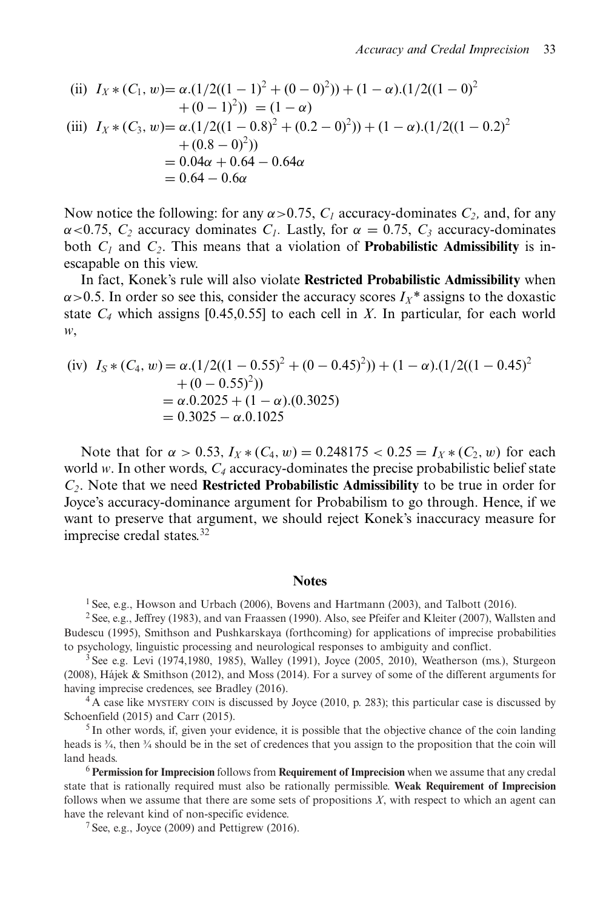(ii) $I_X * (C_1, w) = \alpha.(1/2((1-1)^2 + (0-0)^2)) + (1-\alpha).(1/2((1-0)^2 + (0-1)^2)) = (1-\alpha)$

(iii) $I_X * (C_3, w) = \alpha.(1/2((1-0.8)^2 + (0.2-0)^2)) + (1-\alpha).(1/2((1-0.2)^2 + (0.8-0)^2))$

$$= 0.04\alpha + 0.64 - 0.64\alpha$$
$$= 0.64 - 0.6\alpha$$

Now notice the following: for any $\alpha > 0.75$, $C_1$ accuracy-dominates $C_2$, and, for any $\alpha < 0.75$, $C_2$ accuracy dominates $C_1$. Lastly, for $\alpha = 0.75$, $C_3$ accuracy-dominates both $C_1$ and $C_2$. This means that a violation of **Probabilistic Admissibility** is inescapable on this view.

In fact, Konek's rule will also violate **Restricted Probabilistic Admissibility** when $\alpha > 0.5$. In order so see this, consider the accuracy scores $I_X$* assigns to the doxastic state $C_4$ which assigns [0.45,0.55] to each cell in $X$. In particular, for each world $w$,

(iv) $I_S * (C_4, w) = \alpha.(1/2((1-0.55)^2 + (0-0.45)^2)) + (1-\alpha).(1/2((1-0.45)^2 + (0-0.55)^2))$

$$= \alpha.0.2025 + (1-\alpha).(0.3025)$$
$$= 0.3025 - \alpha.0.1025$$

Note that for $\alpha > 0.53$, $I_X * (C_4, w) = 0.248175 < 0.25 = I_X * (C_2, w)$ for each world $w$. In other words, $C_4$ accuracy-dominates the precise probabilistic belief state $C_2$. Note that we need **Restricted Probabilistic Admissibility** to be true in order for Joyce's accuracy-dominance argument for Probabilism to go through. Hence, if we want to preserve that argument, we should reject Konek's inaccuracy measure for imprecise credal states.[32]

## Notes

[1] See, e.g., Howson and Urbach (2006), Bovens and Hartmann (2003), and Talbott (2016).

[2] See, e.g., Jeffrey (1983), and van Fraassen (1990). Also, see Pfeifer and Kleiter (2007), Wallsten and Budescu (1995), Smithson and Pushkarskaya (forthcoming) for applications of imprecise probabilities to psychology, linguistic processing and neurological responses to ambiguity and conflict.

[3] See e.g. Levi (1974,1980, 1985), Walley (1991), Joyce (2005, 2010), Weatherson (ms.), Sturgeon (2008), Hájek & Smithson (2012), and Moss (2014). For a survey of some of the different arguments for having imprecise credences, see Bradley (2016).

[4] A case like MYSTERY COIN is discussed by Joyce (2010, p. 283); this particular case is discussed by Schoenfield (2015) and Carr (2015).

[5] In other words, if, given your evidence, it is possible that the objective chance of the coin landing heads is ¾, then ¾ should be in the set of credences that you assign to the proposition that the coin will land heads.

[6] **Permission for Imprecision** follows from **Requirement of Imprecision** when we assume that any credal state that is rationally required must also be rationally permissible. **Weak Requirement of Imprecision** follows when we assume that there are some sets of propositions $X$, with respect to which an agent can have the relevant kind of non-specific evidence.

[7] See, e.g., Joyce (2009) and Pettigrew (2016).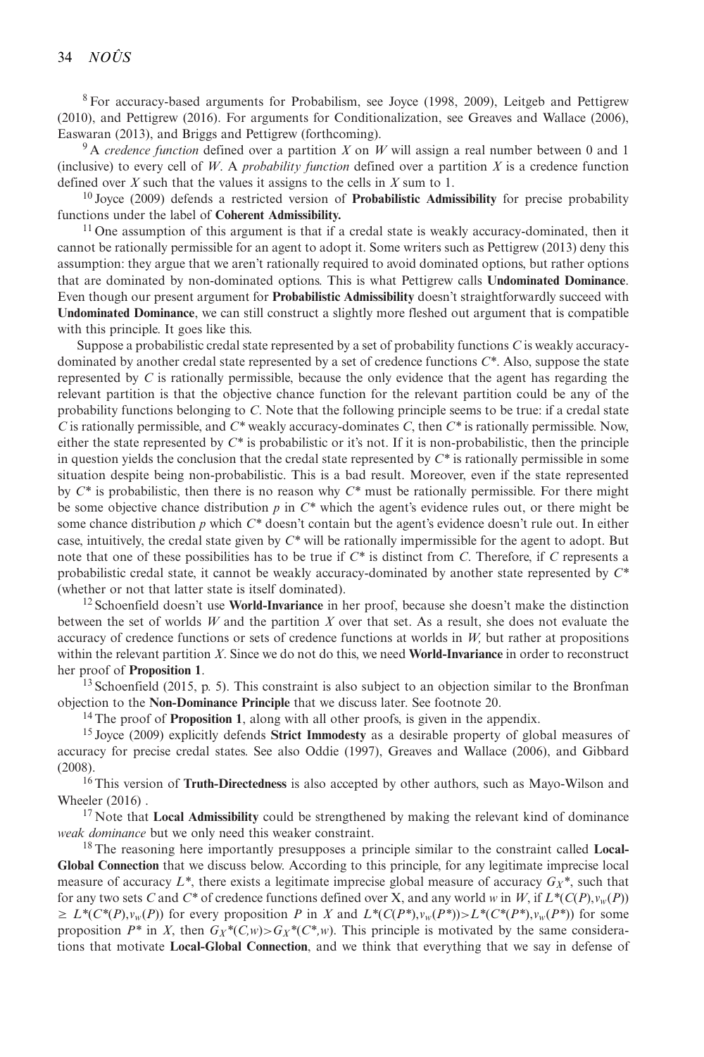[8] For accuracy-based arguments for Probabilism, see Joyce (1998, 2009), Leitgeb and Pettigrew (2010), and Pettigrew (2016). For arguments for Conditionalization, see Greaves and Wallace (2006), Easwaran (2013), and Briggs and Pettigrew (forthcoming).

[9] A *credence function* defined over a partition $X$ on $W$ will assign a real number between 0 and 1 (inclusive) to every cell of $W$. A *probability function* defined over a partition $X$ is a credence function defined over $X$ such that the values it assigns to the cells in $X$ sum to 1.

[10] Joyce (2009) defends a restricted version of **Probabilistic Admissibility** for precise probability functions under the label of **Coherent Admissibility.**

[11] One assumption of this argument is that if a credal state is weakly accuracy-dominated, then it cannot be rationally permissible for an agent to adopt it. Some writers such as Pettigrew (2013) deny this assumption: they argue that we aren't rationally required to avoid dominated options, but rather options that are dominated by non-dominated options. This is what Pettigrew calls **Undominated Dominance**. Even though our present argument for **Probabilistic Admissibility** doesn't straightforwardly succeed with **Undominated Dominance**, we can still construct a slightly more fleshed out argument that is compatible with this principle. It goes like this.

Suppose a probabilistic credal state represented by a set of probability functions $C$ is weakly accuracy-dominated by another credal state represented by a set of credence functions $C^*$. Also, suppose the state represented by $C$ is rationally permissible, because the only evidence that the agent has regarding the relevant partition is that the objective chance function for the relevant partition could be any of the probability functions belonging to $C$. Note that the following principle seems to be true: if a credal state $C$ is rationally permissible, and $C^*$ weakly accuracy-dominates $C$, then $C^*$ is rationally permissible. Now, either the state represented by $C^*$ is probabilistic or it's not. If it is non-probabilistic, then the principle in question yields the conclusion that the credal state represented by $C^*$ is rationally permissible in some situation despite being non-probabilistic. This is a bad result. Moreover, even if the state represented by $C^*$ is probabilistic, then there is no reason why $C^*$ must be rationally permissible. For there might be some objective chance distribution $p$ in $C^*$ which the agent's evidence rules out, or there might be some chance distribution $p$ which $C^*$ doesn't contain but the agent's evidence doesn't rule out. In either case, intuitively, the credal state given by $C^*$ will be rationally impermissible for the agent to adopt. But note that one of these possibilities has to be true if $C^*$ is distinct from $C$. Therefore, if $C$ represents a probabilistic credal state, it cannot be weakly accuracy-dominated by another state represented by $C^*$ (whether or not that latter state is itself dominated).

[12] Schoenfield doesn't use **World-Invariance** in her proof, because she doesn't make the distinction between the set of worlds $W$ and the partition $X$ over that set. As a result, she does not evaluate the accuracy of credence functions or sets of credence functions at worlds in $W$, but rather at propositions within the relevant partition $X$. Since we do not do this, we need **World-Invariance** in order to reconstruct her proof of **Proposition 1**.

[13] Schoenfield (2015, p. 5). This constraint is also subject to an objection similar to the Bronfman objection to the **Non-Dominance Principle** that we discuss later. See footnote 20.

[14] The proof of **Proposition 1**, along with all other proofs, is given in the appendix.

[15] Joyce (2009) explicitly defends **Strict Immodesty** as a desirable property of global measures of accuracy for precise credal states. See also Oddie (1997), Greaves and Wallace (2006), and Gibbard (2008).

[16] This version of **Truth-Directedness** is also accepted by other authors, such as Mayo-Wilson and Wheeler (2016) .

[17] Note that **Local Admissibility** could be strengthened by making the relevant kind of dominance *weak dominance* but we only need this weaker constraint.

[18] The reasoning here importantly presupposes a principle similar to the constraint called **Local-Global Connection** that we discuss below. According to this principle, for any legitimate imprecise local measure of accuracy $L^*$, there exists a legitimate imprecise global measure of accuracy $G_X^*$, such that for any two sets $C$ and $C^*$ of credence functions defined over X, and any world $w$ in $W$, if $L^*(C(P),v_w(P)) \geq L^*(C^*(P),v_w(P))$ for every proposition $P$ in $X$ and $L^*(C(P^*),v_w(P^*))>L^*(C^*(P^*),v_w(P^*))$ for some proposition $P^*$ in $X$, then $G_X^*(C,w)>G_X^*(C^*,w)$. This principle is motivated by the same considerations that motivate **Local-Global Connection**, and we think that everything that we say in defense of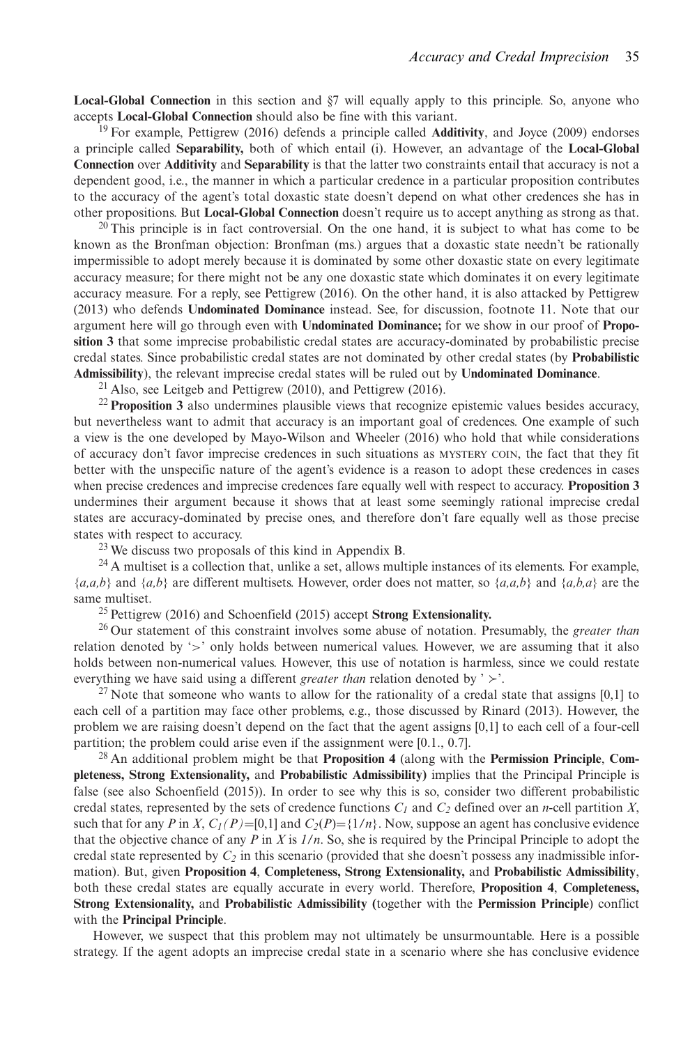**Local-Global Connection** in this section and §7 will equally apply to this principle. So, anyone who accepts **Local-Global Connection** should also be fine with this variant.

[19] For example, Pettigrew (2016) defends a principle called **Additivity**, and Joyce (2009) endorses a principle called **Separability,** both of which entail (i). However, an advantage of the **Local-Global Connection** over **Additivity** and **Separability** is that the latter two constraints entail that accuracy is not a dependent good, i.e., the manner in which a particular credence in a particular proposition contributes to the accuracy of the agent's total doxastic state doesn't depend on what other credences she has in other propositions. But **Local-Global Connection** doesn't require us to accept anything as strong as that.

[20] This principle is in fact controversial. On the one hand, it is subject to what has come to be known as the Bronfman objection: Bronfman (ms.) argues that a doxastic state needn't be rationally impermissible to adopt merely because it is dominated by some other doxastic state on every legitimate accuracy measure; for there might not be any one doxastic state which dominates it on every legitimate accuracy measure. For a reply, see Pettigrew (2016). On the other hand, it is also attacked by Pettigrew (2013) who defends **Undominated Dominance** instead. See, for discussion, footnote 11. Note that our argument here will go through even with **Undominated Dominance;** for we show in our proof of **Proposition 3** that some imprecise probabilistic credal states are accuracy-dominated by probabilistic precise credal states. Since probabilistic credal states are not dominated by other credal states (by **Probabilistic Admissibility**), the relevant imprecise credal states will be ruled out by **Undominated Dominance**.

[21] Also, see Leitgeb and Pettigrew (2010), and Pettigrew (2016).

[22] **Proposition 3** also undermines plausible views that recognize epistemic values besides accuracy, but nevertheless want to admit that accuracy is an important goal of credences. One example of such a view is the one developed by Mayo-Wilson and Wheeler (2016) who hold that while considerations of accuracy don't favor imprecise credences in such situations as MYSTERY COIN, the fact that they fit better with the unspecific nature of the agent's evidence is a reason to adopt these credences in cases when precise credences and imprecise credences fare equally well with respect to accuracy. **Proposition 3** undermines their argument because it shows that at least some seemingly rational imprecise credal states are accuracy-dominated by precise ones, and therefore don't fare equally well as those precise states with respect to accuracy.

[23] We discuss two proposals of this kind in Appendix B.

[24] A multiset is a collection that, unlike a set, allows multiple instances of its elements. For example, $\{a,a,b\}$ and $\{a,b\}$ are different multisets. However, order does not matter, so $\{a,a,b\}$ and $\{a,b,a\}$ are the same multiset.

[25] Pettigrew (2016) and Schoenfield (2015) accept **Strong Extensionality.**

[26] Our statement of this constraint involves some abuse of notation. Presumably, the *greater than* relation denoted by '>' only holds between numerical values. However, we are assuming that it also holds between non-numerical values. However, this use of notation is harmless, since we could restate everything we have said using a different *greater than* relation denoted by ' $\succ$'.

[27] Note that someone who wants to allow for the rationality of a credal state that assigns [0,1] to each cell of a partition may face other problems, e.g., those discussed by Rinard (2013). However, the problem we are raising doesn't depend on the fact that the agent assigns [0,1] to each cell of a four-cell partition; the problem could arise even if the assignment were [0.1., 0.7].

[28] An additional problem might be that **Proposition 4** (along with the **Permission Principle**, **Completeness, Strong Extensionality,** and **Probabilistic Admissibility)** implies that the Principal Principle is false (see also Schoenfield (2015)). In order to see why this is so, consider two different probabilistic credal states, represented by the sets of credence functions $C_1$ and $C_2$ defined over an $n$-cell partition $X$, such that for any $P$ in $X$, $C_1(P)=[0,1]$ and $C_2(P)=\{1/n\}$. Now, suppose an agent has conclusive evidence that the objective chance of any $P$ in $X$ is $1/n$. So, she is required by the Principal Principle to adopt the credal state represented by $C_2$ in this scenario (provided that she doesn't possess any inadmissible information). But, given **Proposition 4**, **Completeness, Strong Extensionality,** and **Probabilistic Admissibility**, both these credal states are equally accurate in every world. Therefore, **Proposition 4**, **Completeness, Strong Extensionality,** and **Probabilistic Admissibility (**together with the **Permission Principle**) conflict with the **Principal Principle**.

However, we suspect that this problem may not ultimately be unsurmountable. Here is a possible strategy. If the agent adopts an imprecise credal state in a scenario where she has conclusive evidence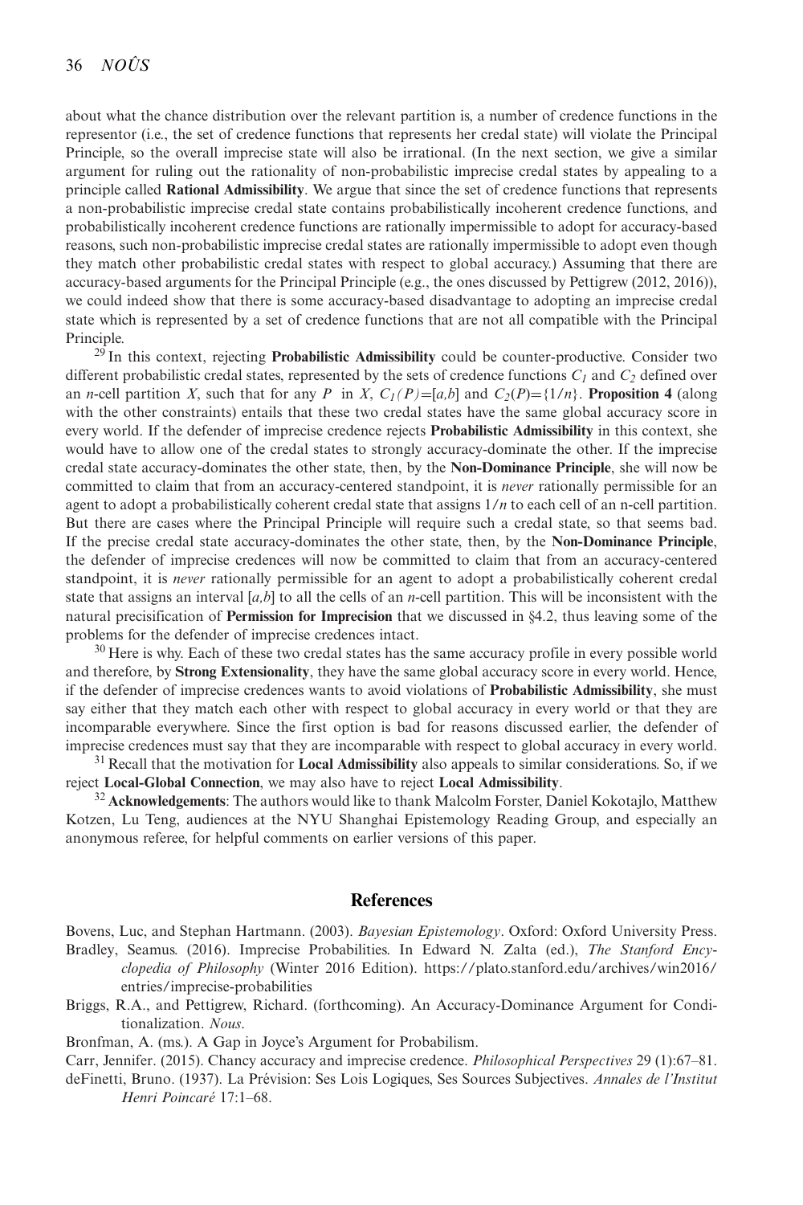about what the chance distribution over the relevant partition is, a number of credence functions in the representor (i.e., the set of credence functions that represents her credal state) will violate the Principal Principle, so the overall imprecise state will also be irrational. (In the next section, we give a similar argument for ruling out the rationality of non-probabilistic imprecise credal states by appealing to a principle called **Rational Admissibility**. We argue that since the set of credence functions that represents a non-probabilistic imprecise credal state contains probabilistically incoherent credence functions, and probabilistically incoherent credence functions are rationally impermissible to adopt for accuracy-based reasons, such non-probabilistic imprecise credal states are rationally impermissible to adopt even though they match other probabilistic credal states with respect to global accuracy.) Assuming that there are accuracy-based arguments for the Principal Principle (e.g., the ones discussed by Pettigrew (2012, 2016)), we could indeed show that there is some accuracy-based disadvantage to adopting an imprecise credal state which is represented by a set of credence functions that are not all compatible with the Principal Principle.

[29] In this context, rejecting **Probabilistic Admissibility** could be counter-productive. Consider two different probabilistic credal states, represented by the sets of credence functions $C_1$ and $C_2$ defined over an $n$-cell partition $X$, such that for any $P$ in $X$, $C_1(P)=[a,b]$ and $C_2(P)=\{1/n\}$. **Proposition 4** (along with the other constraints) entails that these two credal states have the same global accuracy score in every world. If the defender of imprecise credence rejects **Probabilistic Admissibility** in this context, she would have to allow one of the credal states to strongly accuracy-dominate the other. If the imprecise credal state accuracy-dominates the other state, then, by the **Non-Dominance Principle**, she will now be committed to claim that from an accuracy-centered standpoint, it is *never* rationally permissible for an agent to adopt a probabilistically coherent credal state that assigns $1/n$ to each cell of an n-cell partition. But there are cases where the Principal Principle will require such a credal state, so that seems bad. If the precise credal state accuracy-dominates the other state, then, by the **Non-Dominance Principle**, the defender of imprecise credences will now be committed to claim that from an accuracy-centered standpoint, it is *never* rationally permissible for an agent to adopt a probabilistically coherent credal state that assigns an interval $[a,b]$ to all the cells of an $n$-cell partition. This will be inconsistent with the natural precisification of **Permission for Imprecision** that we discussed in §4.2, thus leaving some of the problems for the defender of imprecise credences intact.

[30] Here is why. Each of these two credal states has the same accuracy profile in every possible world and therefore, by **Strong Extensionality**, they have the same global accuracy score in every world. Hence, if the defender of imprecise credences wants to avoid violations of **Probabilistic Admissibility**, she must say either that they match each other with respect to global accuracy in every world or that they are incomparable everywhere. Since the first option is bad for reasons discussed earlier, the defender of imprecise credences must say that they are incomparable with respect to global accuracy in every world.

[31] Recall that the motivation for **Local Admissibility** also appeals to similar considerations. So, if we reject **Local-Global Connection**, we may also have to reject **Local Admissibility**.

[32] **Acknowledgements**: The authors would like to thank Malcolm Forster, Daniel Kokotajlo, Matthew Kotzen, Lu Teng, audiences at the NYU Shanghai Epistemology Reading Group, and especially an anonymous referee, for helpful comments on earlier versions of this paper.

## References

Bovens, Luc, and Stephan Hartmann. (2003). *Bayesian Epistemology*. Oxford: Oxford University Press.

Bradley, Seamus. (2016). Imprecise Probabilities. In Edward N. Zalta (ed.), *The Stanford Encyclopedia of Philosophy* (Winter 2016 Edition). https://plato.stanford.edu/archives/win2016/entries/imprecise-probabilities

Briggs, R.A., and Pettigrew, Richard. (forthcoming). An Accuracy-Dominance Argument for Conditionalization. *Nous*.

Bronfman, A. (ms.). A Gap in Joyce's Argument for Probabilism.

Carr, Jennifer. (2015). Chancy accuracy and imprecise credence. *Philosophical Perspectives* 29 (1):67–81.

deFinetti, Bruno. (1937). La Prévision: Ses Lois Logiques, Ses Sources Subjectives. *Annales de l'Institut Henri Poincaré* 17:1–68.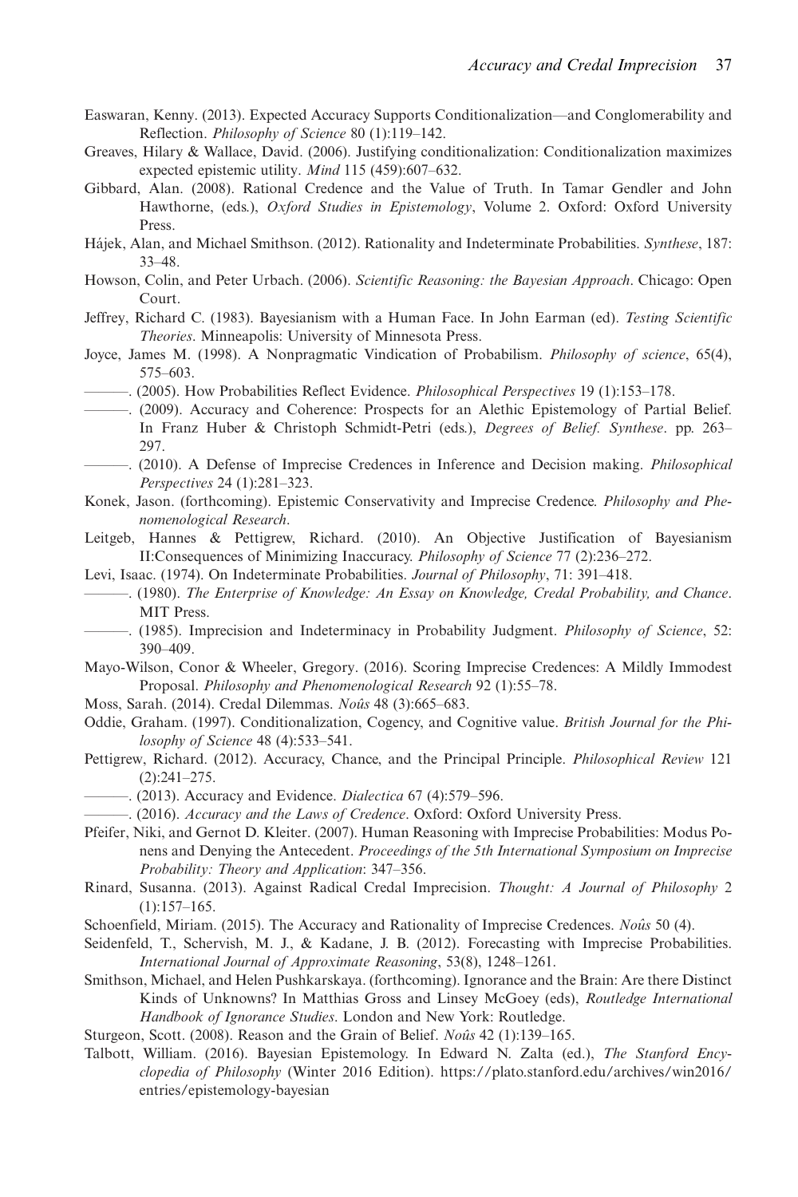Easwaran, Kenny. (2013). Expected Accuracy Supports Conditionalization—and Conglomerability and Reflection. *Philosophy of Science* 80 (1):119–142.

Greaves, Hilary & Wallace, David. (2006). Justifying conditionalization: Conditionalization maximizes expected epistemic utility. *Mind* 115 (459):607–632.

Gibbard, Alan. (2008). Rational Credence and the Value of Truth. In Tamar Gendler and John Hawthorne, (eds.), *Oxford Studies in Epistemology*, Volume 2. Oxford: Oxford University Press.

Hájek, Alan, and Michael Smithson. (2012). Rationality and Indeterminate Probabilities. *Synthese*, 187: 33–48.

Howson, Colin, and Peter Urbach. (2006). *Scientific Reasoning: the Bayesian Approach*. Chicago: Open Court.

Jeffrey, Richard C. (1983). Bayesianism with a Human Face. In John Earman (ed). *Testing Scientific Theories*. Minneapolis: University of Minnesota Press.

Joyce, James M. (1998). A Nonpragmatic Vindication of Probabilism. *Philosophy of science*, 65(4), 575–603.

———. (2005). How Probabilities Reflect Evidence. *Philosophical Perspectives* 19 (1):153–178.

———. (2009). Accuracy and Coherence: Prospects for an Alethic Epistemology of Partial Belief. In Franz Huber & Christoph Schmidt-Petri (eds.), *Degrees of Belief. Synthese*. pp. 263–297.

———. (2010). A Defense of Imprecise Credences in Inference and Decision making. *Philosophical Perspectives* 24 (1):281–323.

Konek, Jason. (forthcoming). Epistemic Conservativity and Imprecise Credence. *Philosophy and Phenomenological Research*.

Leitgeb, Hannes & Pettigrew, Richard. (2010). An Objective Justification of Bayesianism II:Consequences of Minimizing Inaccuracy. *Philosophy of Science* 77 (2):236–272.

Levi, Isaac. (1974). On Indeterminate Probabilities. *Journal of Philosophy*, 71: 391–418.

———. (1980). *The Enterprise of Knowledge: An Essay on Knowledge, Credal Probability, and Chance*. MIT Press.

———. (1985). Imprecision and Indeterminacy in Probability Judgment. *Philosophy of Science*, 52: 390–409.

Mayo-Wilson, Conor & Wheeler, Gregory. (2016). Scoring Imprecise Credences: A Mildly Immodest Proposal. *Philosophy and Phenomenological Research* 92 (1):55–78.

Moss, Sarah. (2014). Credal Dilemmas. *Noûs* 48 (3):665–683.

Oddie, Graham. (1997). Conditionalization, Cogency, and Cognitive value. *British Journal for the Philosophy of Science* 48 (4):533–541.

Pettigrew, Richard. (2012). Accuracy, Chance, and the Principal Principle. *Philosophical Review* 121 (2):241–275.

———. (2013). Accuracy and Evidence. *Dialectica* 67 (4):579–596.

———. (2016). *Accuracy and the Laws of Credence*. Oxford: Oxford University Press.

Pfeifer, Niki, and Gernot D. Kleiter. (2007). Human Reasoning with Imprecise Probabilities: Modus Ponens and Denying the Antecedent. *Proceedings of the 5th International Symposium on Imprecise Probability: Theory and Application*: 347–356.

Rinard, Susanna. (2013). Against Radical Credal Imprecision. *Thought: A Journal of Philosophy* 2 (1):157–165.

Schoenfield, Miriam. (2015). The Accuracy and Rationality of Imprecise Credences. *Noûs* 50 (4).

Seidenfeld, T., Schervish, M. J., & Kadane, J. B. (2012). Forecasting with Imprecise Probabilities. *International Journal of Approximate Reasoning*, 53(8), 1248–1261.

Smithson, Michael, and Helen Pushkarskaya. (forthcoming). Ignorance and the Brain: Are there Distinct Kinds of Unknowns? In Matthias Gross and Linsey McGoey (eds), *Routledge International Handbook of Ignorance Studies*. London and New York: Routledge.

Sturgeon, Scott. (2008). Reason and the Grain of Belief. *Noûs* 42 (1):139–165.

Talbott, William. (2016). Bayesian Epistemology. In Edward N. Zalta (ed.), *The Stanford Encyclopedia of Philosophy* (Winter 2016 Edition). https://plato.stanford.edu/archives/win2016/entries/epistemology-bayesian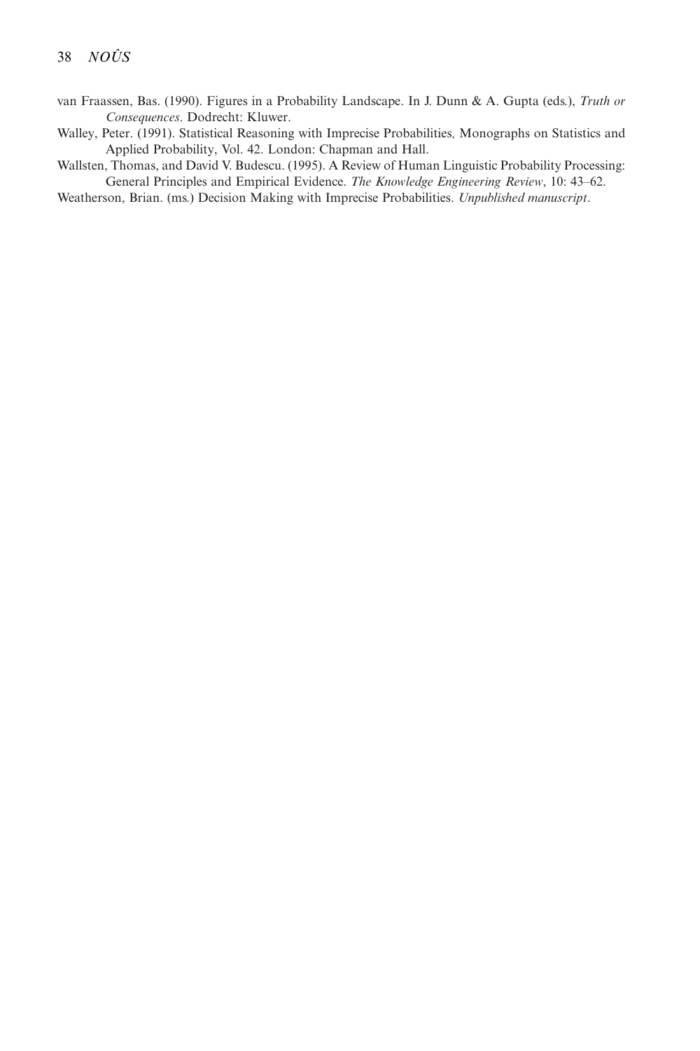van Fraassen, Bas. (1990). Figures in a Probability Landscape. In J. Dunn & A. Gupta (eds.), *Truth or Consequences*. Dodrecht: Kluwer.

Walley, Peter. (1991). Statistical Reasoning with Imprecise Probabilities*,* Monographs on Statistics and Applied Probability, Vol. 42. London: Chapman and Hall.

Wallsten, Thomas, and David V. Budescu. (1995). A Review of Human Linguistic Probability Processing: General Principles and Empirical Evidence. *The Knowledge Engineering Review*, 10: 43–62.

Weatherson, Brian. (ms.) Decision Making with Imprecise Probabilities. *Unpublished manuscript*.